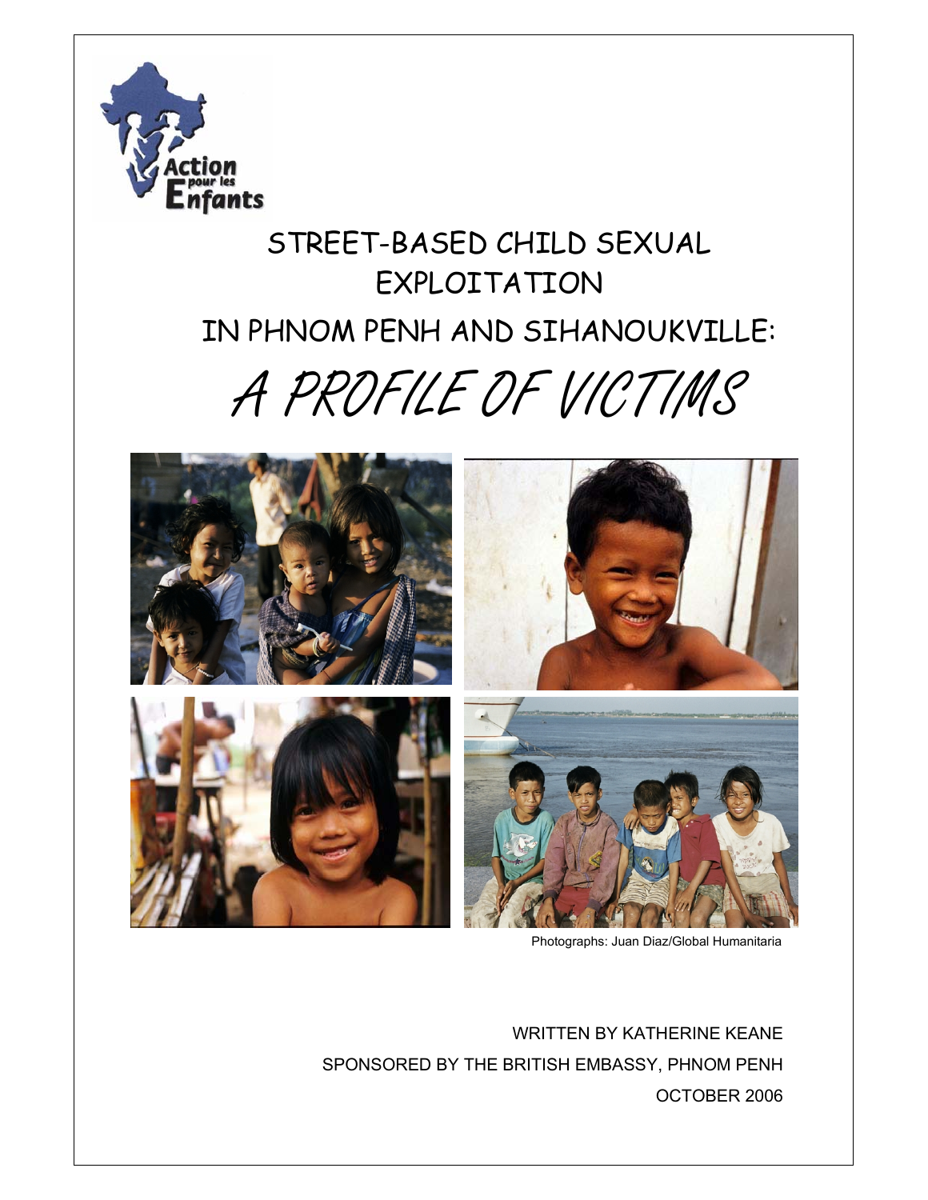Action pour les Enfants

# STREET-BASED CHILD SEXUAL EXPLOITATION IN PHNOM PENH AND SIHANOUKVILLE:

# *A PROFILE OF VICTIMS*

Photographs: Juan Diaz/Global Humanitaria

WRITTEN BY KATHERINE KEANE

SPONSORED BY THE BRITISH EMBASSY, PHNOM PENH

OCTOBER 2006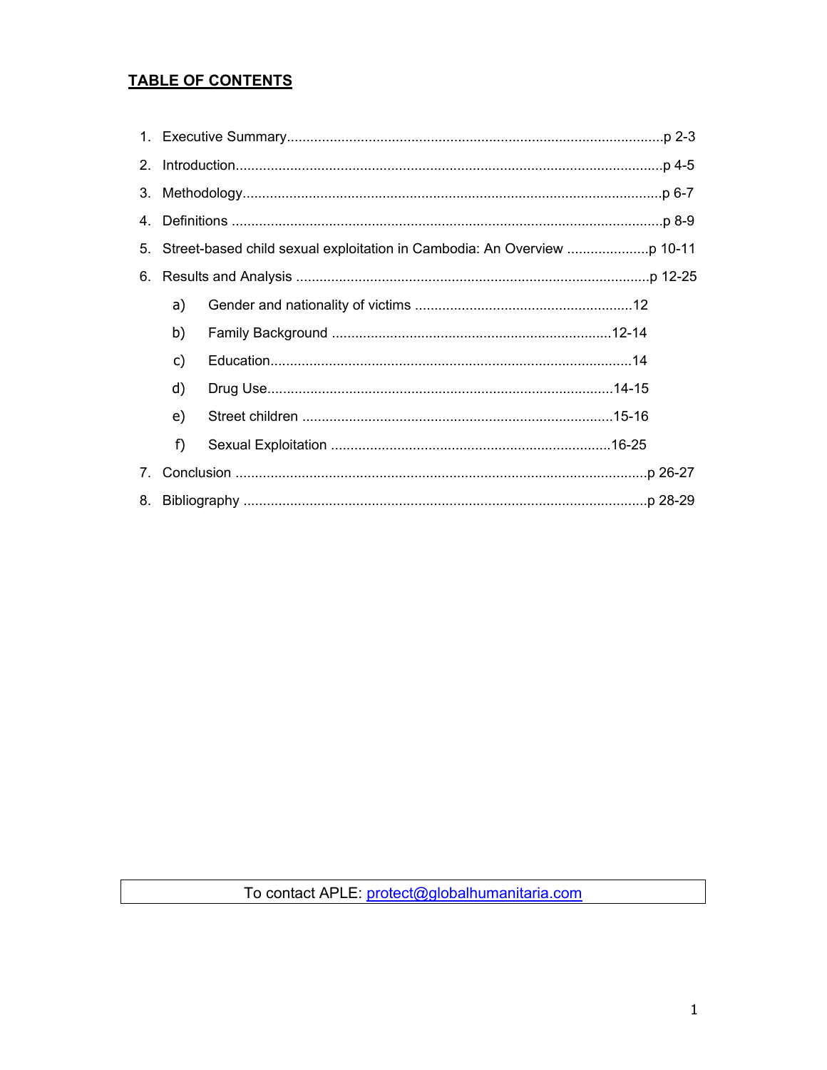# TABLE OF CONTENTS

1. Executive Summary................................................................................................p 2-3
2. Introduction............................................................................................................p 4-5
3. Methodology..........................................................................................................p 6-7
4. Definitions .............................................................................................................p 8-9
5. Street-based child sexual exploitation in Cambodia: An Overview .....................p 10-11
6. Results and Analysis ..........................................................................................p 12-25
   - a) Gender and nationality of victims .......................................................12
   - b) Family Background .......................................................................12-14
   - c) Education............................................................................................14
   - d) Drug Use........................................................................................14-15
   - e) Street children ................................................................................15-16
   - f) Sexual Exploitation .......................................................................16-25
7. Conclusion .........................................................................................................p 26-27
8. Bibliography .......................................................................................................p 28-29

To contact APLE: protect@globalhumanitaria.com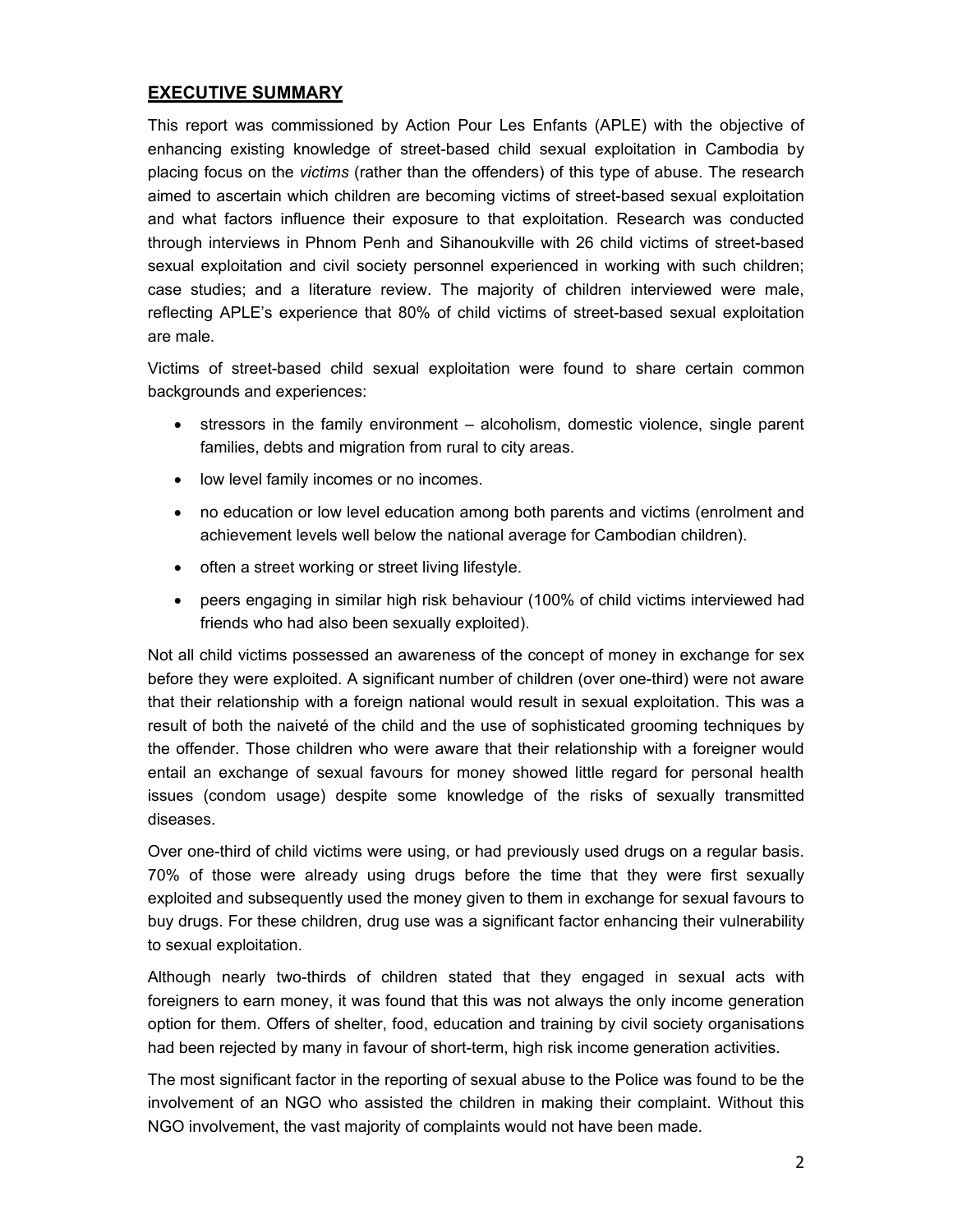## EXECUTIVE SUMMARY

This report was commissioned by Action Pour Les Enfants (APLE) with the objective of enhancing existing knowledge of street-based child sexual exploitation in Cambodia by placing focus on the *victims* (rather than the offenders) of this type of abuse. The research aimed to ascertain which children are becoming victims of street-based sexual exploitation and what factors influence their exposure to that exploitation. Research was conducted through interviews in Phnom Penh and Sihanoukville with 26 child victims of street-based sexual exploitation and civil society personnel experienced in working with such children; case studies; and a literature review. The majority of children interviewed were male, reflecting APLE's experience that 80% of child victims of street-based sexual exploitation are male.

Victims of street-based child sexual exploitation were found to share certain common backgrounds and experiences:

- stressors in the family environment – alcoholism, domestic violence, single parent families, debts and migration from rural to city areas.
- low level family incomes or no incomes.
- no education or low level education among both parents and victims (enrolment and achievement levels well below the national average for Cambodian children).
- often a street working or street living lifestyle.
- peers engaging in similar high risk behaviour (100% of child victims interviewed had friends who had also been sexually exploited).

Not all child victims possessed an awareness of the concept of money in exchange for sex before they were exploited. A significant number of children (over one-third) were not aware that their relationship with a foreign national would result in sexual exploitation. This was a result of both the naiveté of the child and the use of sophisticated grooming techniques by the offender. Those children who were aware that their relationship with a foreigner would entail an exchange of sexual favours for money showed little regard for personal health issues (condom usage) despite some knowledge of the risks of sexually transmitted diseases.

Over one-third of child victims were using, or had previously used drugs on a regular basis. 70% of those were already using drugs before the time that they were first sexually exploited and subsequently used the money given to them in exchange for sexual favours to buy drugs. For these children, drug use was a significant factor enhancing their vulnerability to sexual exploitation.

Although nearly two-thirds of children stated that they engaged in sexual acts with foreigners to earn money, it was found that this was not always the only income generation option for them. Offers of shelter, food, education and training by civil society organisations had been rejected by many in favour of short-term, high risk income generation activities.

The most significant factor in the reporting of sexual abuse to the Police was found to be the involvement of an NGO who assisted the children in making their complaint. Without this NGO involvement, the vast majority of complaints would not have been made.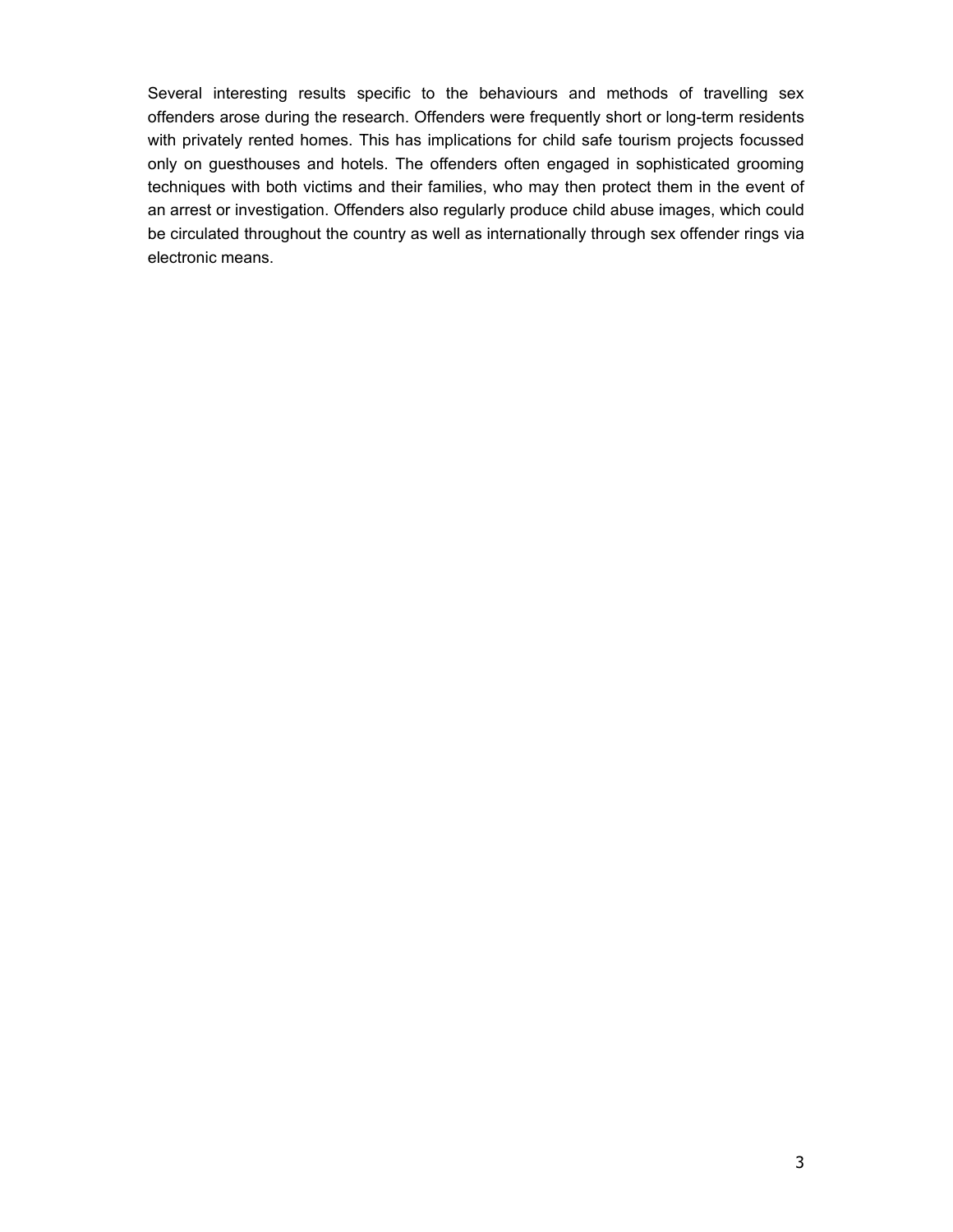Several interesting results specific to the behaviours and methods of travelling sex offenders arose during the research. Offenders were frequently short or long-term residents with privately rented homes. This has implications for child safe tourism projects focussed only on guesthouses and hotels. The offenders often engaged in sophisticated grooming techniques with both victims and their families, who may then protect them in the event of an arrest or investigation. Offenders also regularly produce child abuse images, which could be circulated throughout the country as well as internationally through sex offender rings via electronic means.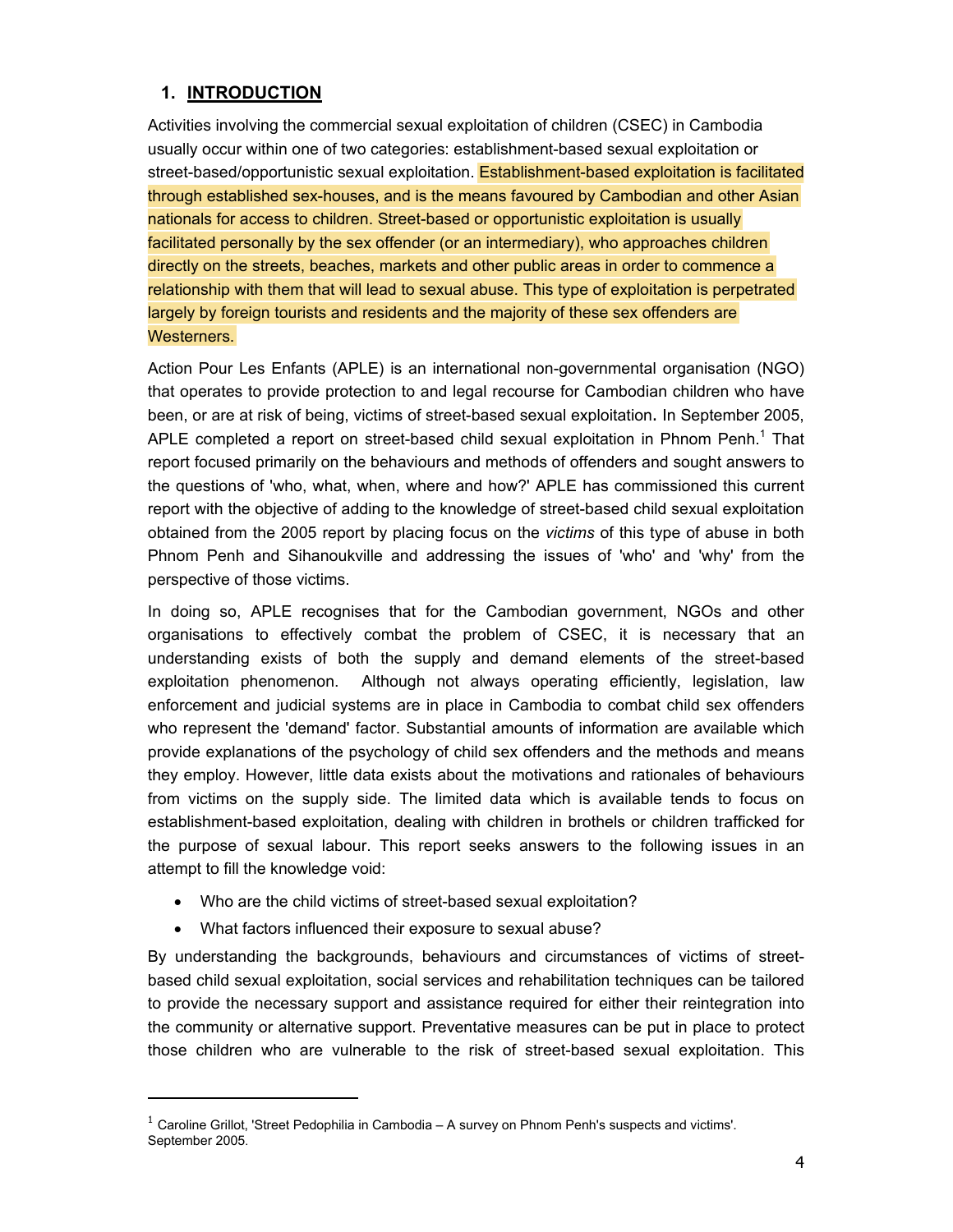## 1. INTRODUCTION

Activities involving the commercial sexual exploitation of children (CSEC) in Cambodia usually occur within one of two categories: establishment-based sexual exploitation or street-based/opportunistic sexual exploitation. Establishment-based exploitation is facilitated through established sex-houses, and is the means favoured by Cambodian and other Asian nationals for access to children. Street-based or opportunistic exploitation is usually facilitated personally by the sex offender (or an intermediary), who approaches children directly on the streets, beaches, markets and other public areas in order to commence a relationship with them that will lead to sexual abuse. This type of exploitation is perpetrated largely by foreign tourists and residents and the majority of these sex offenders are Westerners.

Action Pour Les Enfants (APLE) is an international non-governmental organisation (NGO) that operates to provide protection to and legal recourse for Cambodian children who have been, or are at risk of being, victims of street-based sexual exploitation. In September 2005, APLE completed a report on street-based child sexual exploitation in Phnom Penh.[1] That report focused primarily on the behaviours and methods of offenders and sought answers to the questions of 'who, what, when, where and how?' APLE has commissioned this current report with the objective of adding to the knowledge of street-based child sexual exploitation obtained from the 2005 report by placing focus on the *victims* of this type of abuse in both Phnom Penh and Sihanoukville and addressing the issues of 'who' and 'why' from the perspective of those victims.

In doing so, APLE recognises that for the Cambodian government, NGOs and other organisations to effectively combat the problem of CSEC, it is necessary that an understanding exists of both the supply and demand elements of the street-based exploitation phenomenon. Although not always operating efficiently, legislation, law enforcement and judicial systems are in place in Cambodia to combat child sex offenders who represent the 'demand' factor. Substantial amounts of information are available which provide explanations of the psychology of child sex offenders and the methods and means they employ. However, little data exists about the motivations and rationales of behaviours from victims on the supply side. The limited data which is available tends to focus on establishment-based exploitation, dealing with children in brothels or children trafficked for the purpose of sexual labour. This report seeks answers to the following issues in an attempt to fill the knowledge void:

- Who are the child victims of street-based sexual exploitation?
- What factors influenced their exposure to sexual abuse?

By understanding the backgrounds, behaviours and circumstances of victims of street-based child sexual exploitation, social services and rehabilitation techniques can be tailored to provide the necessary support and assistance required for either their reintegration into the community or alternative support. Preventative measures can be put in place to protect those children who are vulnerable to the risk of street-based sexual exploitation. This

[1] Caroline Grillot, 'Street Pedophilia in Cambodia – A survey on Phnom Penh's suspects and victims'. September 2005.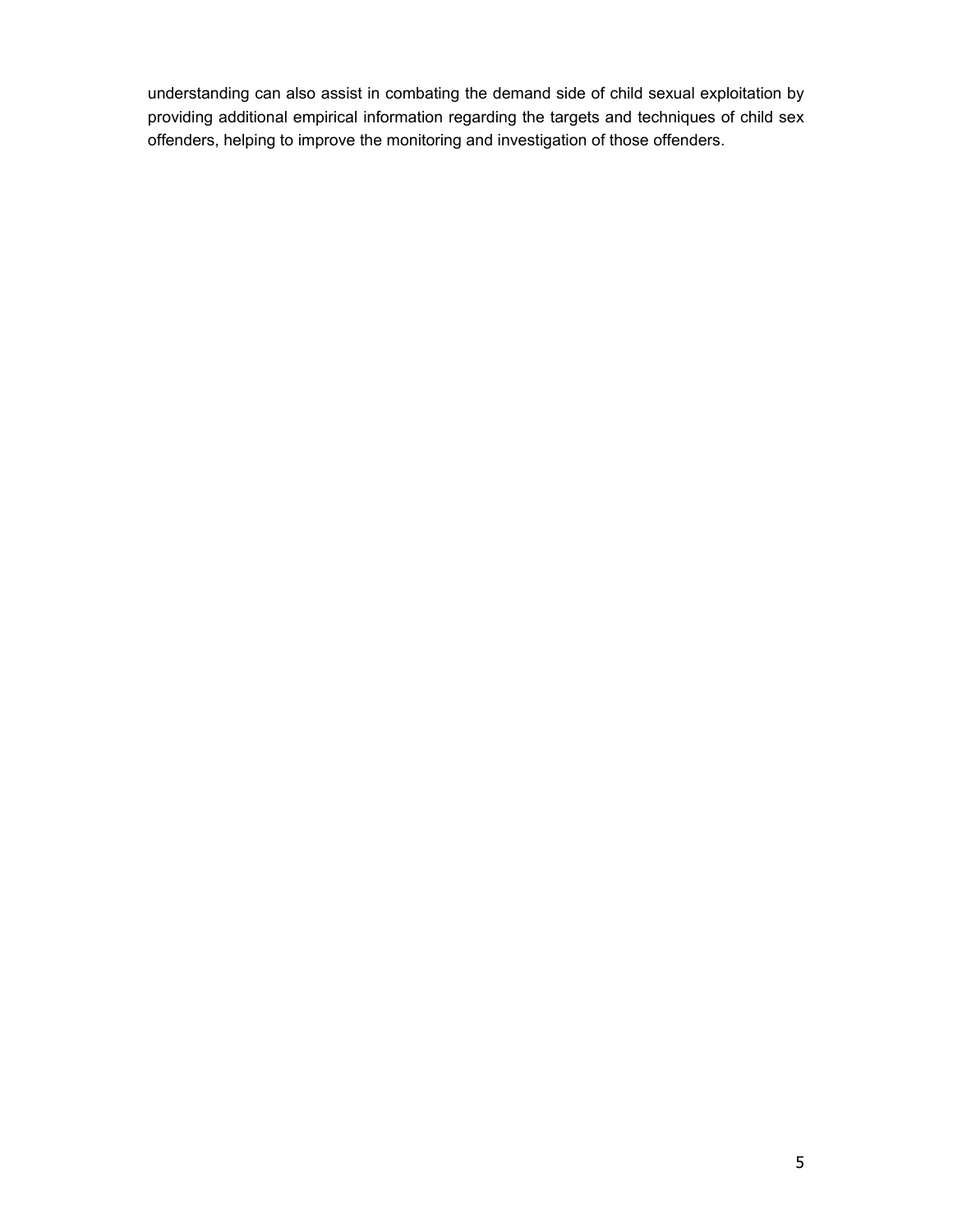understanding can also assist in combating the demand side of child sexual exploitation by providing additional empirical information regarding the targets and techniques of child sex offenders, helping to improve the monitoring and investigation of those offenders.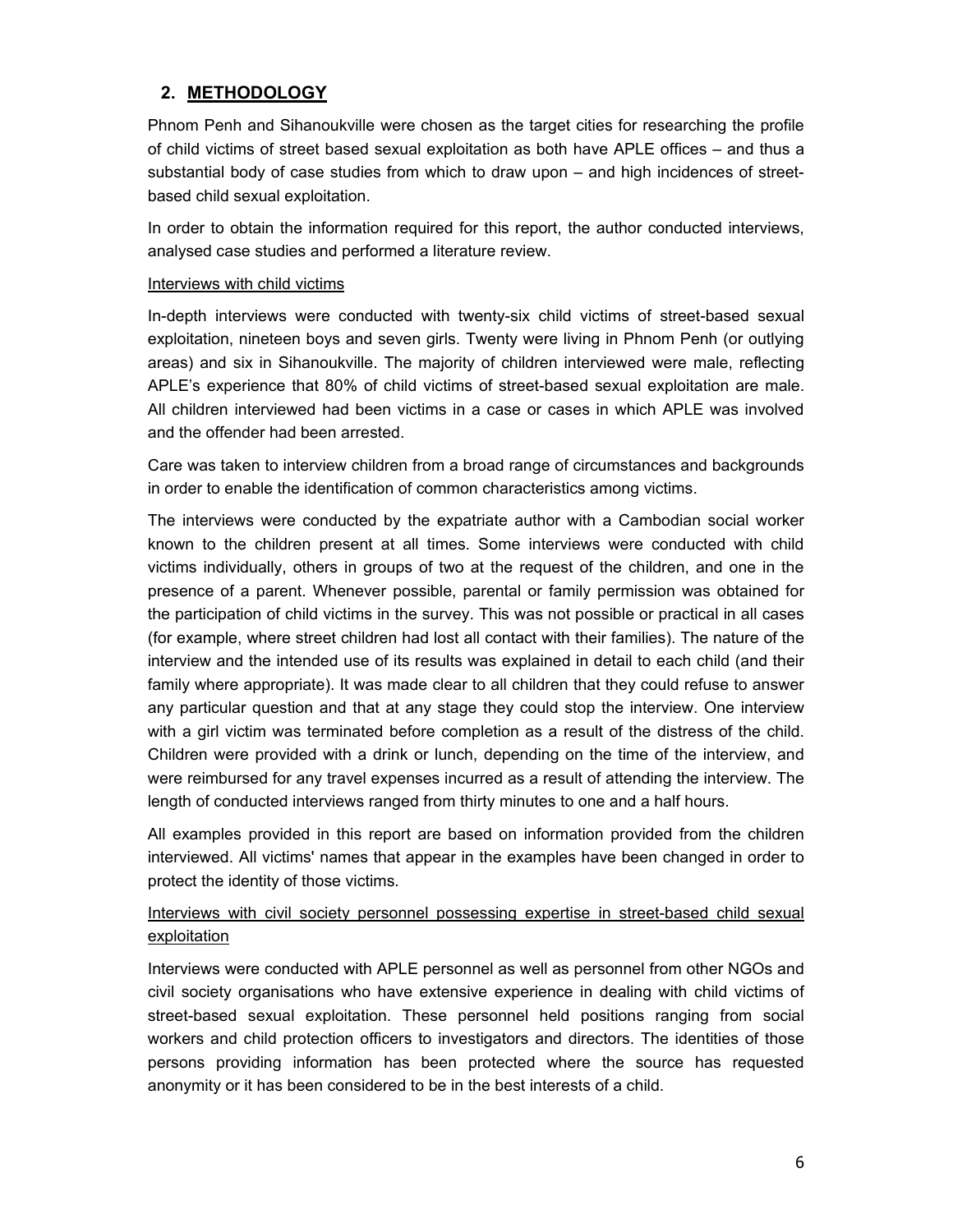## 2. METHODOLOGY

Phnom Penh and Sihanoukville were chosen as the target cities for researching the profile of child victims of street based sexual exploitation as both have APLE offices – and thus a substantial body of case studies from which to draw upon – and high incidences of street-based child sexual exploitation.

In order to obtain the information required for this report, the author conducted interviews, analysed case studies and performed a literature review.

Interviews with child victims

In-depth interviews were conducted with twenty-six child victims of street-based sexual exploitation, nineteen boys and seven girls. Twenty were living in Phnom Penh (or outlying areas) and six in Sihanoukville. The majority of children interviewed were male, reflecting APLE's experience that 80% of child victims of street-based sexual exploitation are male. All children interviewed had been victims in a case or cases in which APLE was involved and the offender had been arrested.

Care was taken to interview children from a broad range of circumstances and backgrounds in order to enable the identification of common characteristics among victims.

The interviews were conducted by the expatriate author with a Cambodian social worker known to the children present at all times. Some interviews were conducted with child victims individually, others in groups of two at the request of the children, and one in the presence of a parent. Whenever possible, parental or family permission was obtained for the participation of child victims in the survey. This was not possible or practical in all cases (for example, where street children had lost all contact with their families). The nature of the interview and the intended use of its results was explained in detail to each child (and their family where appropriate). It was made clear to all children that they could refuse to answer any particular question and that at any stage they could stop the interview. One interview with a girl victim was terminated before completion as a result of the distress of the child. Children were provided with a drink or lunch, depending on the time of the interview, and were reimbursed for any travel expenses incurred as a result of attending the interview. The length of conducted interviews ranged from thirty minutes to one and a half hours.

All examples provided in this report are based on information provided from the children interviewed. All victims' names that appear in the examples have been changed in order to protect the identity of those victims.

Interviews with civil society personnel possessing expertise in street-based child sexual exploitation

Interviews were conducted with APLE personnel as well as personnel from other NGOs and civil society organisations who have extensive experience in dealing with child victims of street-based sexual exploitation. These personnel held positions ranging from social workers and child protection officers to investigators and directors. The identities of those persons providing information has been protected where the source has requested anonymity or it has been considered to be in the best interests of a child.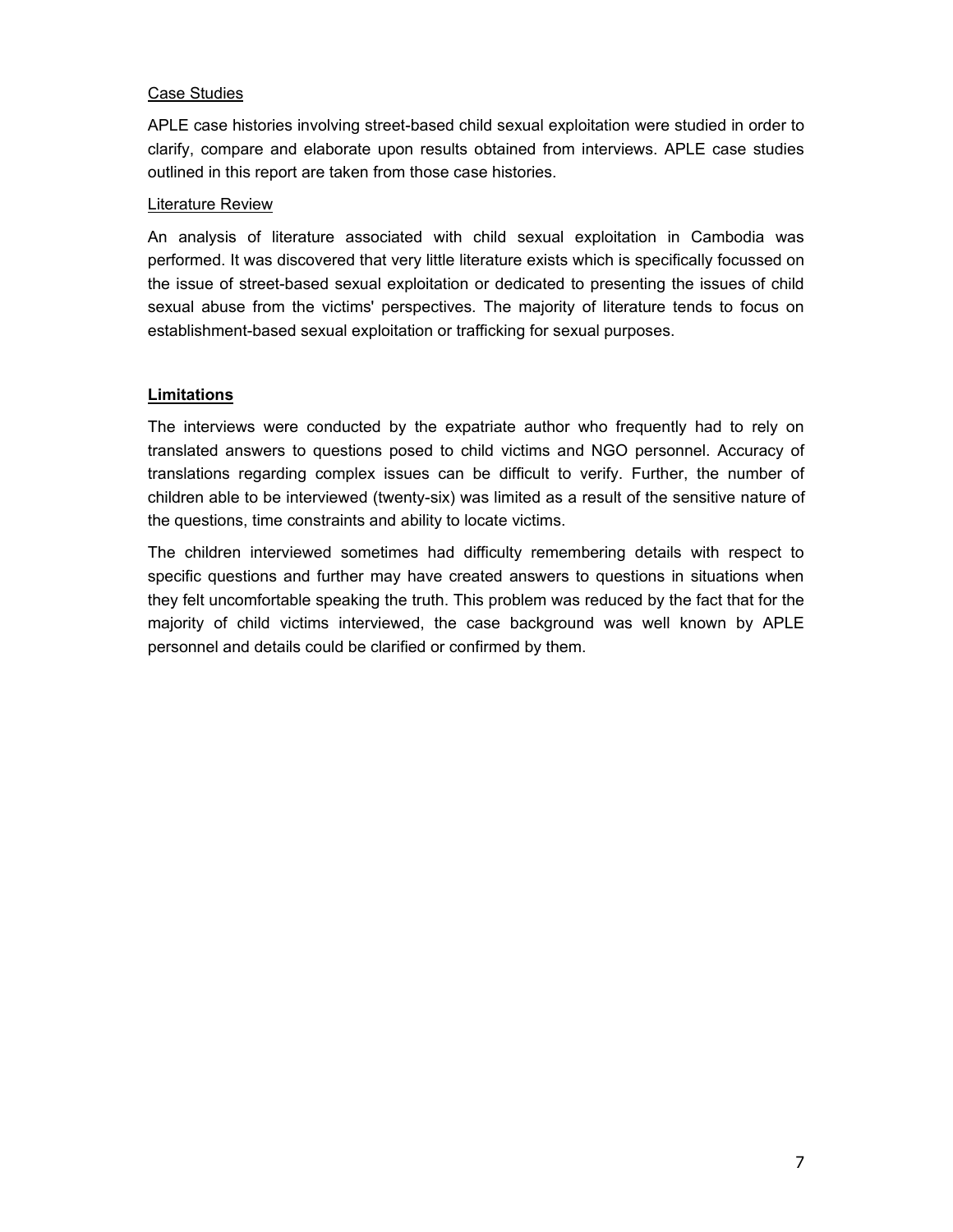### Case Studies

APLE case histories involving street-based child sexual exploitation were studied in order to clarify, compare and elaborate upon results obtained from interviews. APLE case studies outlined in this report are taken from those case histories.

### Literature Review

An analysis of literature associated with child sexual exploitation in Cambodia was performed. It was discovered that very little literature exists which is specifically focussed on the issue of street-based sexual exploitation or dedicated to presenting the issues of child sexual abuse from the victims' perspectives. The majority of literature tends to focus on establishment-based sexual exploitation or trafficking for sexual purposes.

## Limitations

The interviews were conducted by the expatriate author who frequently had to rely on translated answers to questions posed to child victims and NGO personnel. Accuracy of translations regarding complex issues can be difficult to verify. Further, the number of children able to be interviewed (twenty-six) was limited as a result of the sensitive nature of the questions, time constraints and ability to locate victims.

The children interviewed sometimes had difficulty remembering details with respect to specific questions and further may have created answers to questions in situations when they felt uncomfortable speaking the truth. This problem was reduced by the fact that for the majority of child victims interviewed, the case background was well known by APLE personnel and details could be clarified or confirmed by them.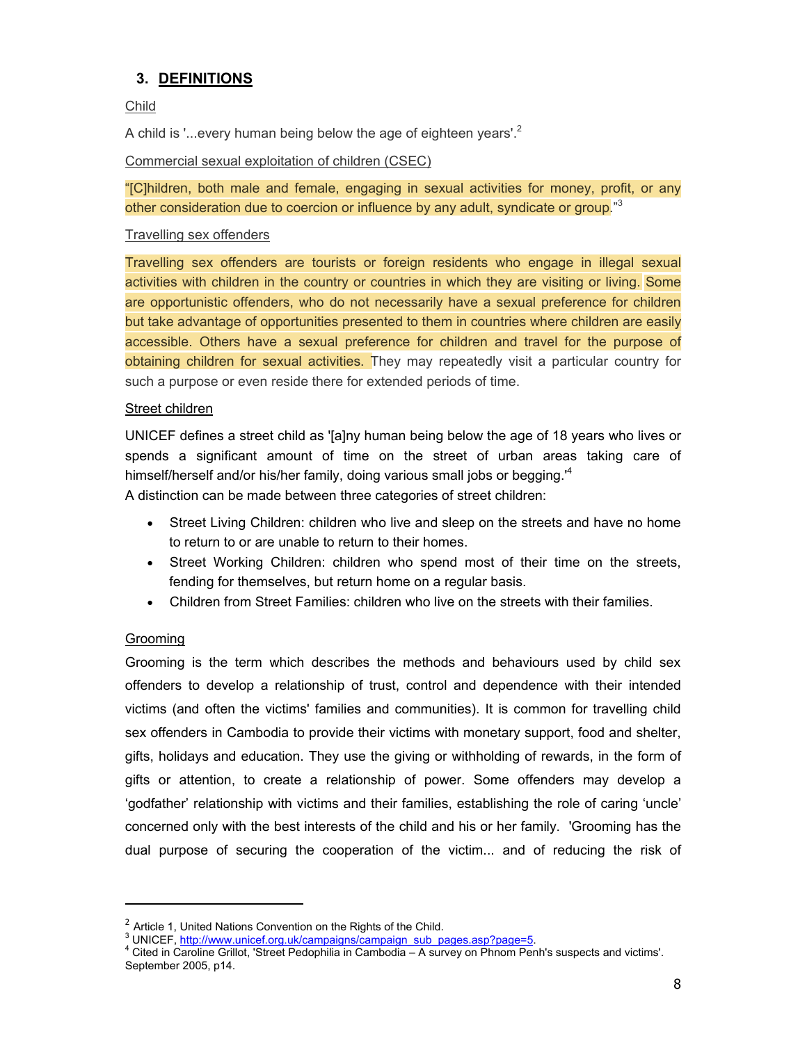## 3. DEFINITIONS

Child

A child is '...every human being below the age of eighteen years'.[2]

Commercial sexual exploitation of children (CSEC)

"[C]hildren, both male and female, engaging in sexual activities for money, profit, or any other consideration due to coercion or influence by any adult, syndicate or group."[3]

Travelling sex offenders

Travelling sex offenders are tourists or foreign residents who engage in illegal sexual activities with children in the country or countries in which they are visiting or living. Some are opportunistic offenders, who do not necessarily have a sexual preference for children but take advantage of opportunities presented to them in countries where children are easily accessible. Others have a sexual preference for children and travel for the purpose of obtaining children for sexual activities. They may repeatedly visit a particular country for such a purpose or even reside there for extended periods of time.

Street children

UNICEF defines a street child as '[a]ny human being below the age of 18 years who lives or spends a significant amount of time on the street of urban areas taking care of himself/herself and/or his/her family, doing various small jobs or begging.'[4]
A distinction can be made between three categories of street children:

- Street Living Children: children who live and sleep on the streets and have no home to return to or are unable to return to their homes.
- Street Working Children: children who spend most of their time on the streets, fending for themselves, but return home on a regular basis.
- Children from Street Families: children who live on the streets with their families.

Grooming

Grooming is the term which describes the methods and behaviours used by child sex offenders to develop a relationship of trust, control and dependence with their intended victims (and often the victims' families and communities). It is common for travelling child sex offenders in Cambodia to provide their victims with monetary support, food and shelter, gifts, holidays and education. They use the giving or withholding of rewards, in the form of gifts or attention, to create a relationship of power. Some offenders may develop a 'godfather' relationship with victims and their families, establishing the role of caring 'uncle' concerned only with the best interests of the child and his or her family. 'Grooming has the dual purpose of securing the cooperation of the victim... and of reducing the risk of

---

[2] Article 1, United Nations Convention on the Rights of the Child.
[3] UNICEF, http://www.unicef.org.uk/campaigns/campaign_sub_pages.asp?page=5.
[4] Cited in Caroline Grillot, 'Street Pedophilia in Cambodia – A survey on Phnom Penh's suspects and victims'. September 2005, p14.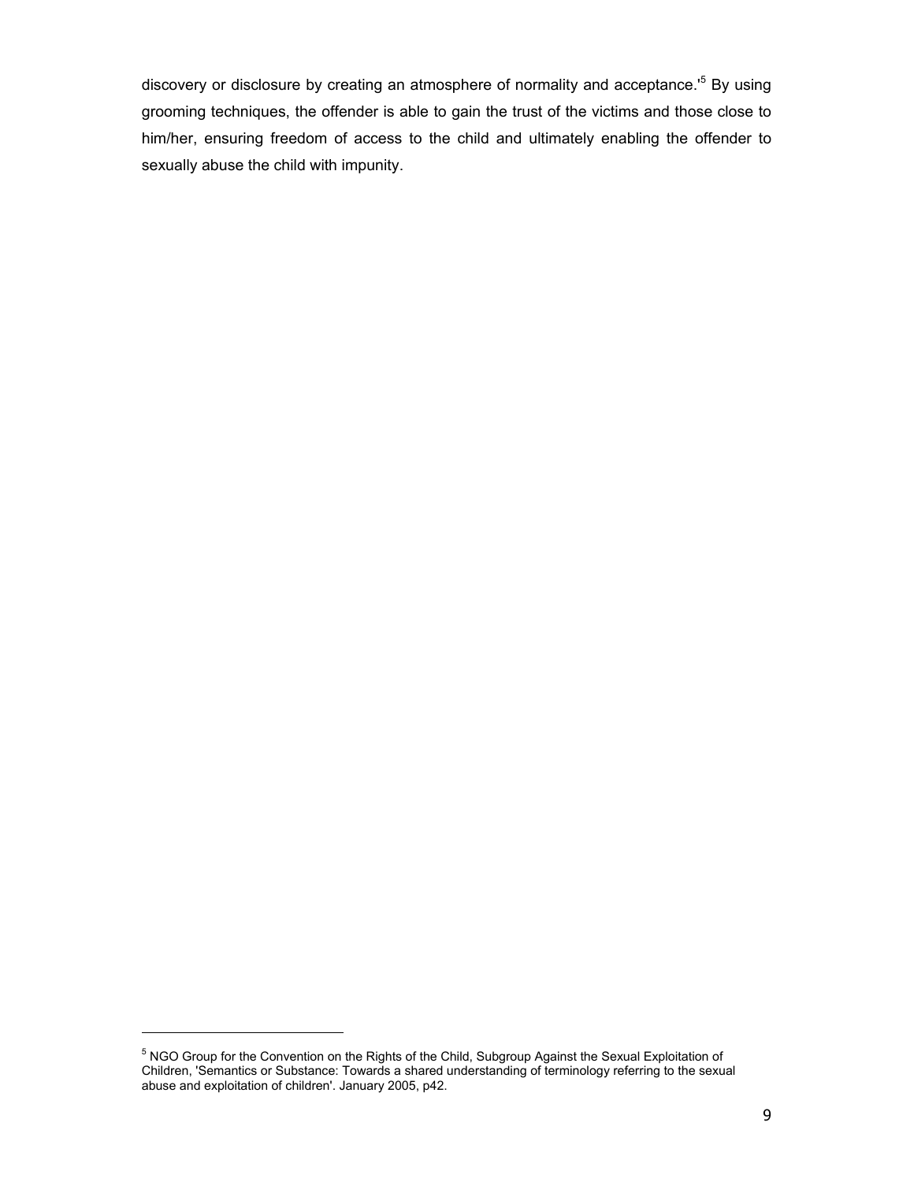discovery or disclosure by creating an atmosphere of normality and acceptance.'[5] By using grooming techniques, the offender is able to gain the trust of the victims and those close to him/her, ensuring freedom of access to the child and ultimately enabling the offender to sexually abuse the child with impunity.

---

[5] NGO Group for the Convention on the Rights of the Child, Subgroup Against the Sexual Exploitation of Children, 'Semantics or Substance: Towards a shared understanding of terminology referring to the sexual abuse and exploitation of children'. January 2005, p42.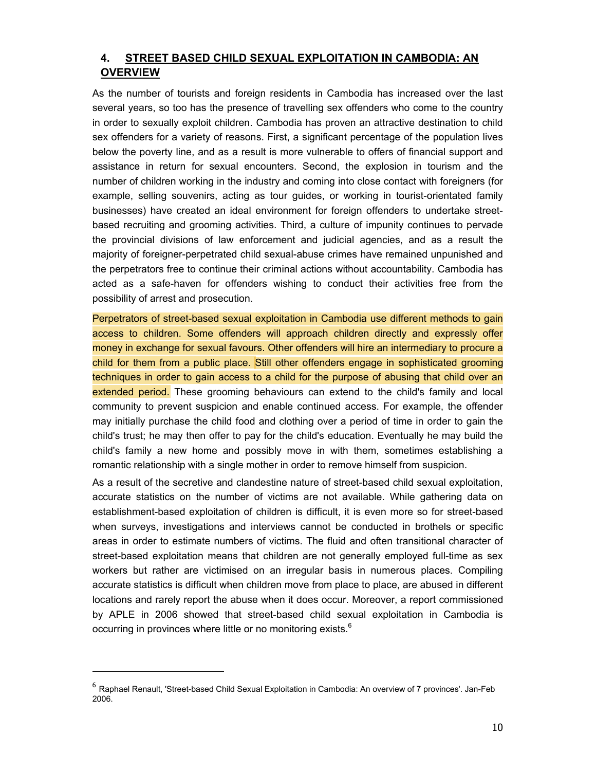## 4. STREET BASED CHILD SEXUAL EXPLOITATION IN CAMBODIA: AN OVERVIEW

As the number of tourists and foreign residents in Cambodia has increased over the last several years, so too has the presence of travelling sex offenders who come to the country in order to sexually exploit children. Cambodia has proven an attractive destination to child sex offenders for a variety of reasons. First, a significant percentage of the population lives below the poverty line, and as a result is more vulnerable to offers of financial support and assistance in return for sexual encounters. Second, the explosion in tourism and the number of children working in the industry and coming into close contact with foreigners (for example, selling souvenirs, acting as tour guides, or working in tourist-orientated family businesses) have created an ideal environment for foreign offenders to undertake street-based recruiting and grooming activities. Third, a culture of impunity continues to pervade the provincial divisions of law enforcement and judicial agencies, and as a result the majority of foreigner-perpetrated child sexual-abuse crimes have remained unpunished and the perpetrators free to continue their criminal actions without accountability. Cambodia has acted as a safe-haven for offenders wishing to conduct their activities free from the possibility of arrest and prosecution.

Perpetrators of street-based sexual exploitation in Cambodia use different methods to gain access to children. Some offenders will approach children directly and expressly offer money in exchange for sexual favours. Other offenders will hire an intermediary to procure a child for them from a public place. Still other offenders engage in sophisticated grooming techniques in order to gain access to a child for the purpose of abusing that child over an extended period. These grooming behaviours can extend to the child's family and local community to prevent suspicion and enable continued access. For example, the offender may initially purchase the child food and clothing over a period of time in order to gain the child's trust; he may then offer to pay for the child's education. Eventually he may build the child's family a new home and possibly move in with them, sometimes establishing a romantic relationship with a single mother in order to remove himself from suspicion.

As a result of the secretive and clandestine nature of street-based child sexual exploitation, accurate statistics on the number of victims are not available. While gathering data on establishment-based exploitation of children is difficult, it is even more so for street-based when surveys, investigations and interviews cannot be conducted in brothels or specific areas in order to estimate numbers of victims. The fluid and often transitional character of street-based exploitation means that children are not generally employed full-time as sex workers but rather are victimised on an irregular basis in numerous places. Compiling accurate statistics is difficult when children move from place to place, are abused in different locations and rarely report the abuse when it does occur. Moreover, a report commissioned by APLE in 2006 showed that street-based child sexual exploitation in Cambodia is occurring in provinces where little or no monitoring exists.[6]

---

[6] Raphael Renault, 'Street-based Child Sexual Exploitation in Cambodia: An overview of 7 provinces'. Jan-Feb 2006.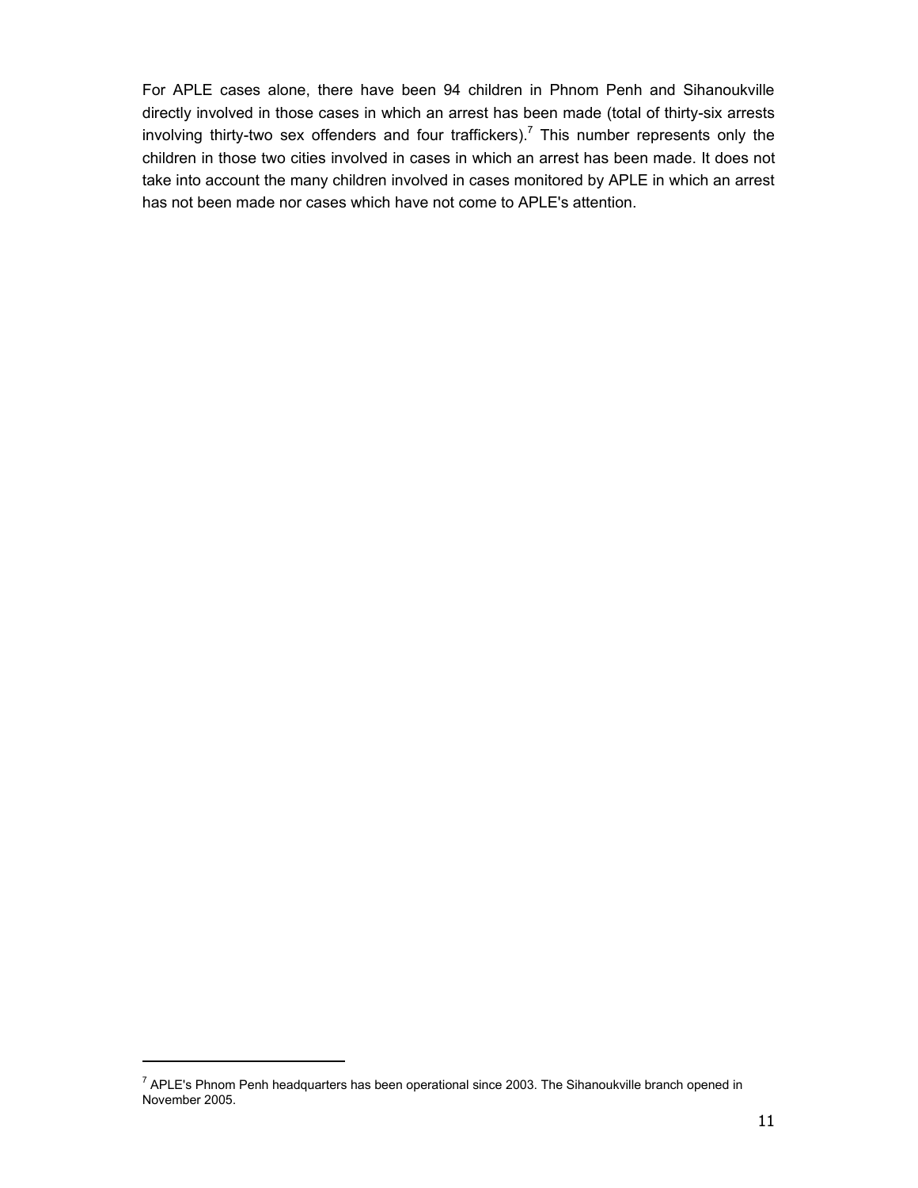For APLE cases alone, there have been 94 children in Phnom Penh and Sihanoukville directly involved in those cases in which an arrest has been made (total of thirty-six arrests involving thirty-two sex offenders and four traffickers).[7] This number represents only the children in those two cities involved in cases in which an arrest has been made. It does not take into account the many children involved in cases monitored by APLE in which an arrest has not been made nor cases which have not come to APLE's attention.

[7] APLE's Phnom Penh headquarters has been operational since 2003. The Sihanoukville branch opened in November 2005.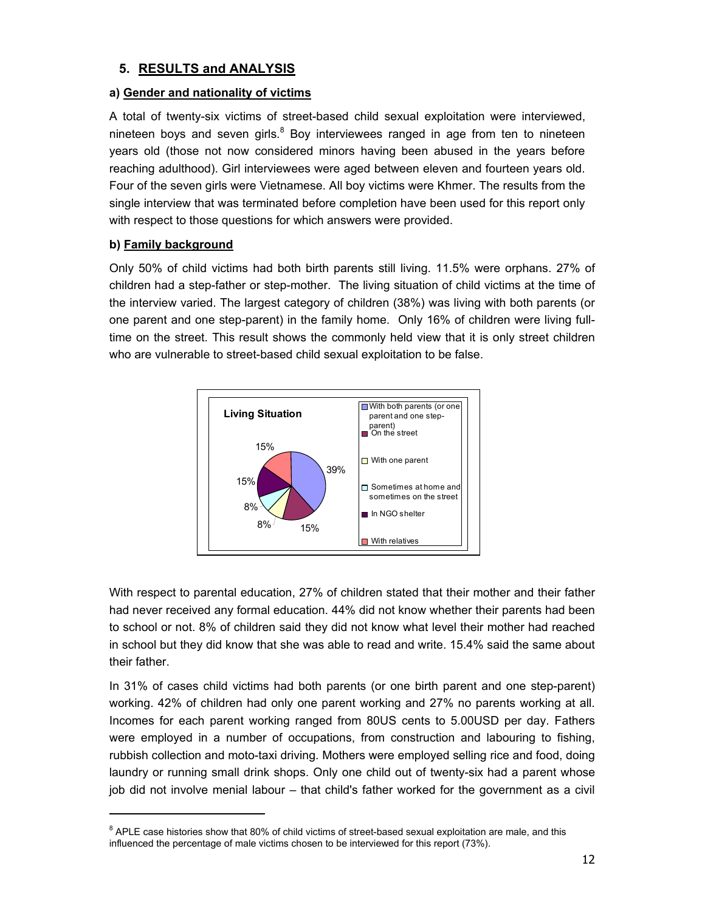## 5. RESULTS and ANALYSIS

### a) Gender and nationality of victims

A total of twenty-six victims of street-based child sexual exploitation were interviewed, nineteen boys and seven girls.[8] Boy interviewees ranged in age from ten to nineteen years old (those not now considered minors having been abused in the years before reaching adulthood). Girl interviewees were aged between eleven and fourteen years old. Four of the seven girls were Vietnamese. All boy victims were Khmer. The results from the single interview that was terminated before completion have been used for this report only with respect to those questions for which answers were provided.

### b) Family background

Only 50% of child victims had both birth parents still living. 11.5% were orphans. 27% of children had a step-father or step-mother. The living situation of child victims at the time of the interview varied. The largest category of children (38%) was living with both parents (or one parent and one step-parent) in the family home. Only 16% of children were living full-time on the street. This result shows the commonly held view that it is only street children who are vulnerable to street-based child sexual exploitation to be false.

**Living Situation**

| Category | Percentage |
|---|---|
| With both parents (or one parent and one step-parent) | 39% |
| On the street | 15% |
| With one parent | 8% |
| Sometimes at home and sometimes on the street | 8% |
| In NGO shelter | 15% |
| With relatives | 15% |

With respect to parental education, 27% of children stated that their mother and their father had never received any formal education. 44% did not know whether their parents had been to school or not. 8% of children said they did not know what level their mother had reached in school but they did know that she was able to read and write. 15.4% said the same about their father.

In 31% of cases child victims had both parents (or one birth parent and one step-parent) working. 42% of children had only one parent working and 27% no parents working at all. Incomes for each parent working ranged from 80US cents to 5.00USD per day. Fathers were employed in a number of occupations, from construction and labouring to fishing, rubbish collection and moto-taxi driving. Mothers were employed selling rice and food, doing laundry or running small drink shops. Only one child out of twenty-six had a parent whose job did not involve menial labour – that child's father worked for the government as a civil

[8] APLE case histories show that 80% of child victims of street-based sexual exploitation are male, and this influenced the percentage of male victims chosen to be interviewed for this report (73%).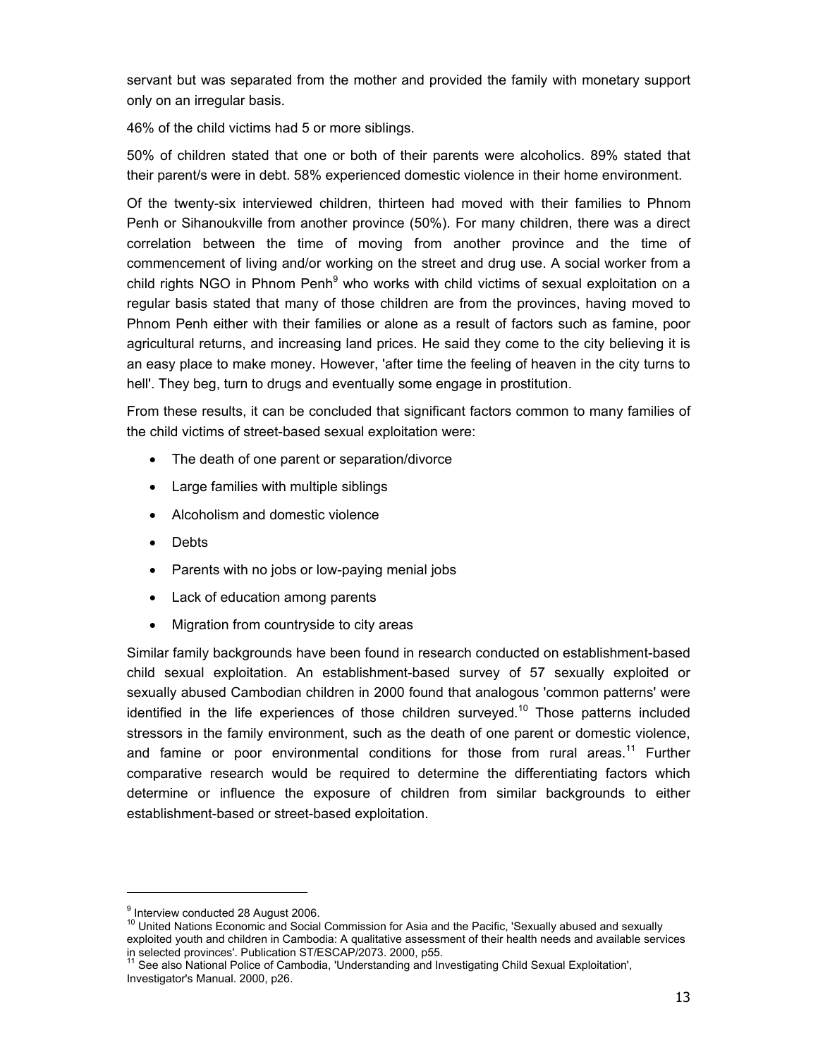servant but was separated from the mother and provided the family with monetary support only on an irregular basis.

46% of the child victims had 5 or more siblings.

50% of children stated that one or both of their parents were alcoholics. 89% stated that their parent/s were in debt. 58% experienced domestic violence in their home environment.

Of the twenty-six interviewed children, thirteen had moved with their families to Phnom Penh or Sihanoukville from another province (50%). For many children, there was a direct correlation between the time of moving from another province and the time of commencement of living and/or working on the street and drug use. A social worker from a child rights NGO in Phnom Penh[9] who works with child victims of sexual exploitation on a regular basis stated that many of those children are from the provinces, having moved to Phnom Penh either with their families or alone as a result of factors such as famine, poor agricultural returns, and increasing land prices. He said they come to the city believing it is an easy place to make money. However, 'after time the feeling of heaven in the city turns to hell'. They beg, turn to drugs and eventually some engage in prostitution.

From these results, it can be concluded that significant factors common to many families of the child victims of street-based sexual exploitation were:

- The death of one parent or separation/divorce
- Large families with multiple siblings
- Alcoholism and domestic violence
- Debts
- Parents with no jobs or low-paying menial jobs
- Lack of education among parents
- Migration from countryside to city areas

Similar family backgrounds have been found in research conducted on establishment-based child sexual exploitation. An establishment-based survey of 57 sexually exploited or sexually abused Cambodian children in 2000 found that analogous 'common patterns' were identified in the life experiences of those children surveyed.[10] Those patterns included stressors in the family environment, such as the death of one parent or domestic violence, and famine or poor environmental conditions for those from rural areas.[11] Further comparative research would be required to determine the differentiating factors which determine or influence the exposure of children from similar backgrounds to either establishment-based or street-based exploitation.

---

[9] Interview conducted 28 August 2006.

[10] United Nations Economic and Social Commission for Asia and the Pacific, 'Sexually abused and sexually exploited youth and children in Cambodia: A qualitative assessment of their health needs and available services in selected provinces'. Publication ST/ESCAP/2073. 2000, p55.

[11] See also National Police of Cambodia, 'Understanding and Investigating Child Sexual Exploitation', Investigator's Manual. 2000, p26.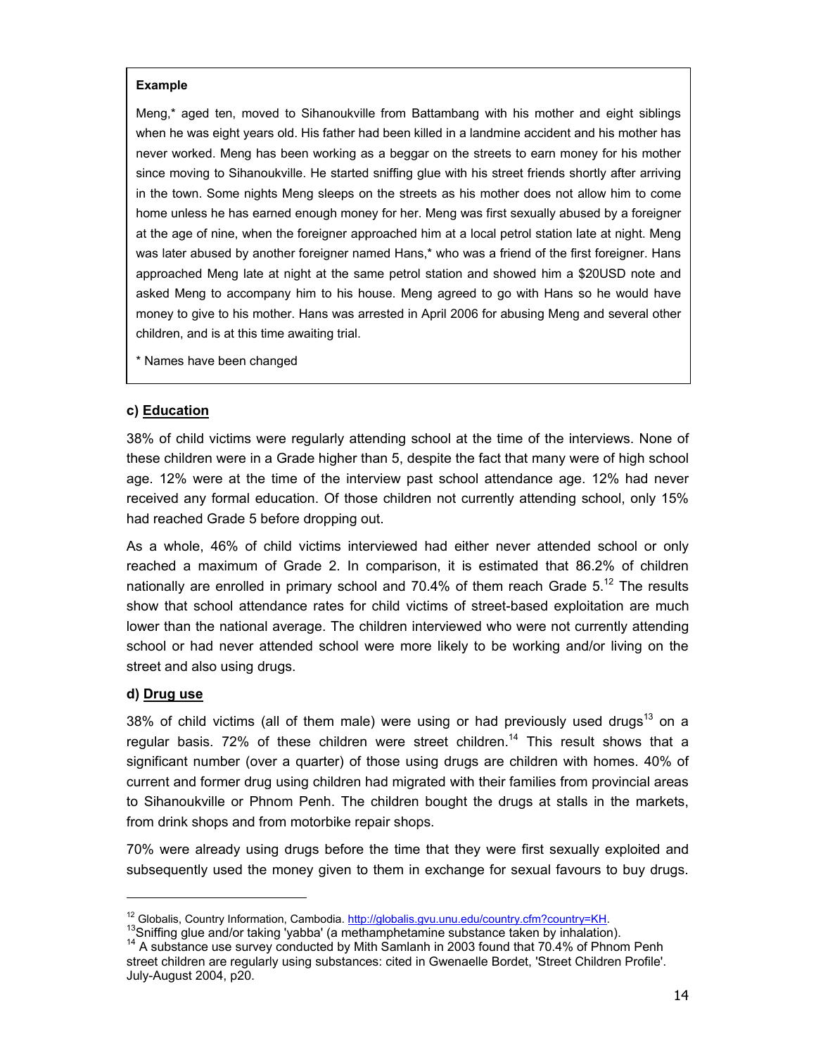**Example**

Meng,* aged ten, moved to Sihanoukville from Battambang with his mother and eight siblings when he was eight years old. His father had been killed in a landmine accident and his mother has never worked. Meng has been working as a beggar on the streets to earn money for his mother since moving to Sihanoukville. He started sniffing glue with his street friends shortly after arriving in the town. Some nights Meng sleeps on the streets as his mother does not allow him to come home unless he has earned enough money for her. Meng was first sexually abused by a foreigner at the age of nine, when the foreigner approached him at a local petrol station late at night. Meng was later abused by another foreigner named Hans,* who was a friend of the first foreigner. Hans approached Meng late at night at the same petrol station and showed him a $20USD note and asked Meng to accompany him to his house. Meng agreed to go with Hans so he would have money to give to his mother. Hans was arrested in April 2006 for abusing Meng and several other children, and is at this time awaiting trial.

* Names have been changed

**c) Education**

38% of child victims were regularly attending school at the time of the interviews. None of these children were in a Grade higher than 5, despite the fact that many were of high school age. 12% were at the time of the interview past school attendance age. 12% had never received any formal education. Of those children not currently attending school, only 15% had reached Grade 5 before dropping out.

As a whole, 46% of child victims interviewed had either never attended school or only reached a maximum of Grade 2. In comparison, it is estimated that 86.2% of children nationally are enrolled in primary school and 70.4% of them reach Grade 5.[12] The results show that school attendance rates for child victims of street-based exploitation are much lower than the national average. The children interviewed who were not currently attending school or had never attended school were more likely to be working and/or living on the street and also using drugs.

**d) Drug use**

38% of child victims (all of them male) were using or had previously used drugs[13] on a regular basis. 72% of these children were street children.[14] This result shows that a significant number (over a quarter) of those using drugs are children with homes. 40% of current and former drug using children had migrated with their families from provincial areas to Sihanoukville or Phnom Penh. The children bought the drugs at stalls in the markets, from drink shops and from motorbike repair shops.

70% were already using drugs before the time that they were first sexually exploited and subsequently used the money given to them in exchange for sexual favours to buy drugs.

---

[12] Globalis, Country Information, Cambodia. http://globalis.gvu.unu.edu/country.cfm?country=KH.

[13] Sniffing glue and/or taking 'yabba' (a methamphetamine substance taken by inhalation).

[14] A substance use survey conducted by Mith Samlanh in 2003 found that 70.4% of Phnom Penh street children are regularly using substances: cited in Gwenaelle Bordet, 'Street Children Profile'. July-August 2004, p20.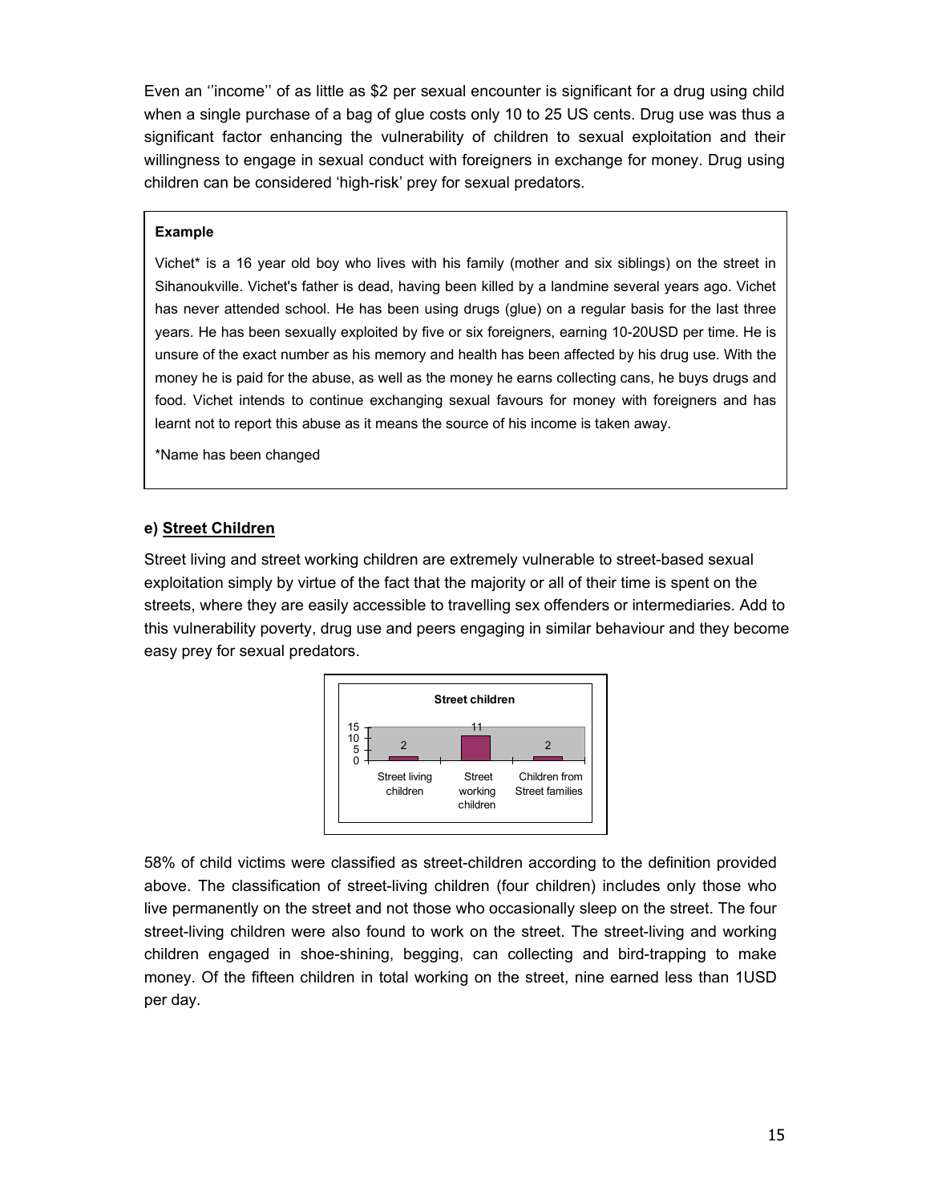Even an ''income'' of as little as $2 per sexual encounter is significant for a drug using child when a single purchase of a bag of glue costs only 10 to 25 US cents. Drug use was thus a significant factor enhancing the vulnerability of children to sexual exploitation and their willingness to engage in sexual conduct with foreigners in exchange for money. Drug using children can be considered 'high-risk' prey for sexual predators.

> **Example**
>
> Vichet* is a 16 year old boy who lives with his family (mother and six siblings) on the street in Sihanoukville. Vichet's father is dead, having been killed by a landmine several years ago. Vichet has never attended school. He has been using drugs (glue) on a regular basis for the last three years. He has been sexually exploited by five or six foreigners, earning 10-20USD per time. He is unsure of the exact number as his memory and health has been affected by his drug use. With the money he is paid for the abuse, as well as the money he earns collecting cans, he buys drugs and food. Vichet intends to continue exchanging sexual favours for money with foreigners and has learnt not to report this abuse as it means the source of his income is taken away.
>
> *Name has been changed

### e) Street Children

Street living and street working children are extremely vulnerable to street-based sexual exploitation simply by virtue of the fact that the majority or all of their time is spent on the streets, where they are easily accessible to travelling sex offenders or intermediaries. Add to this vulnerability poverty, drug use and peers engaging in similar behaviour and they become easy prey for sexual predators.

**Street children**

| Category | Number |
|---|---|
| Street living children | 2 |
| Street working children | 11 |
| Children from Street families | 2 |

58% of child victims were classified as street-children according to the definition provided above. The classification of street-living children (four children) includes only those who live permanently on the street and not those who occasionally sleep on the street. The four street-living children were also found to work on the street. The street-living and working children engaged in shoe-shining, begging, can collecting and bird-trapping to make money. Of the fifteen children in total working on the street, nine earned less than 1USD per day.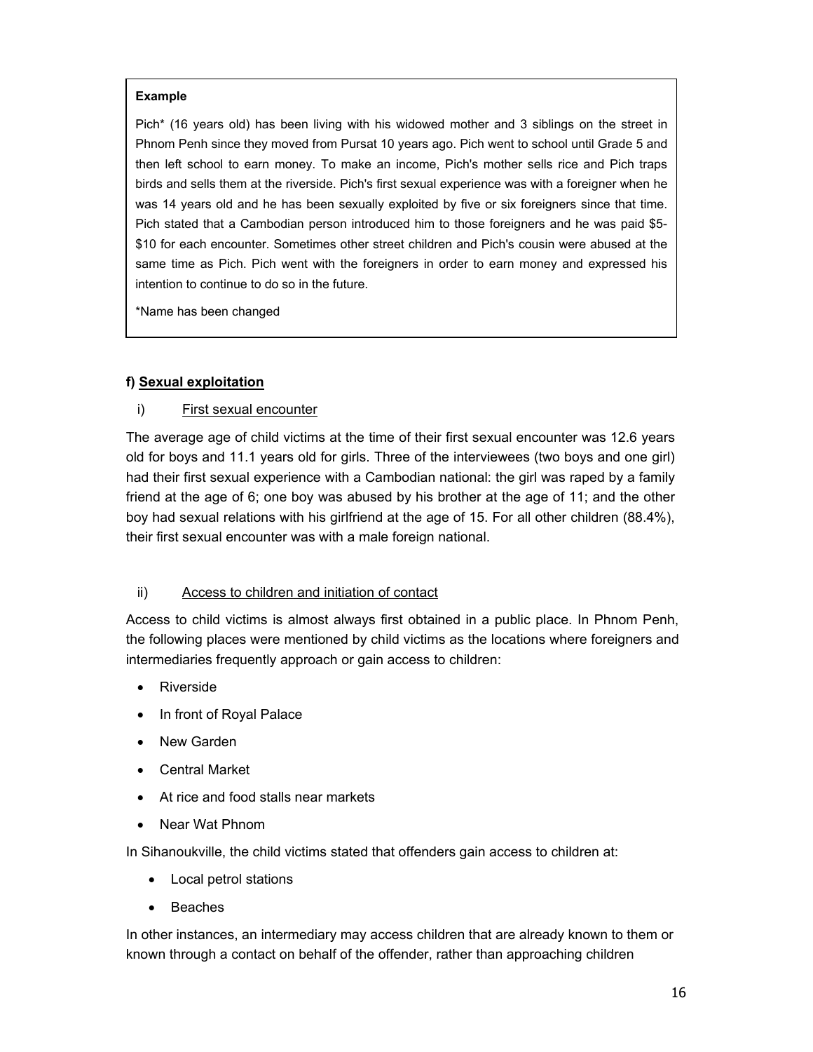> **Example**
>
> Pich* (16 years old) has been living with his widowed mother and 3 siblings on the street in Phnom Penh since they moved from Pursat 10 years ago. Pich went to school until Grade 5 and then left school to earn money. To make an income, Pich's mother sells rice and Pich traps birds and sells them at the riverside. Pich's first sexual experience was with a foreigner when he was 14 years old and he has been sexually exploited by five or six foreigners since that time. Pich stated that a Cambodian person introduced him to those foreigners and he was paid $5-$10 for each encounter. Sometimes other street children and Pich's cousin were abused at the same time as Pich. Pich went with the foreigners in order to earn money and expressed his intention to continue to do so in the future.
>
> *Name has been changed

### f) Sexual exploitation

#### i) First sexual encounter

The average age of child victims at the time of their first sexual encounter was 12.6 years old for boys and 11.1 years old for girls. Three of the interviewees (two boys and one girl) had their first sexual experience with a Cambodian national: the girl was raped by a family friend at the age of 6; one boy was abused by his brother at the age of 11; and the other boy had sexual relations with his girlfriend at the age of 15. For all other children (88.4%), their first sexual encounter was with a male foreign national.

#### ii) Access to children and initiation of contact

Access to child victims is almost always first obtained in a public place. In Phnom Penh, the following places were mentioned by child victims as the locations where foreigners and intermediaries frequently approach or gain access to children:

- Riverside
- In front of Royal Palace
- New Garden
- Central Market
- At rice and food stalls near markets
- Near Wat Phnom

In Sihanoukville, the child victims stated that offenders gain access to children at:

- Local petrol stations
- Beaches

In other instances, an intermediary may access children that are already known to them or known through a contact on behalf of the offender, rather than approaching children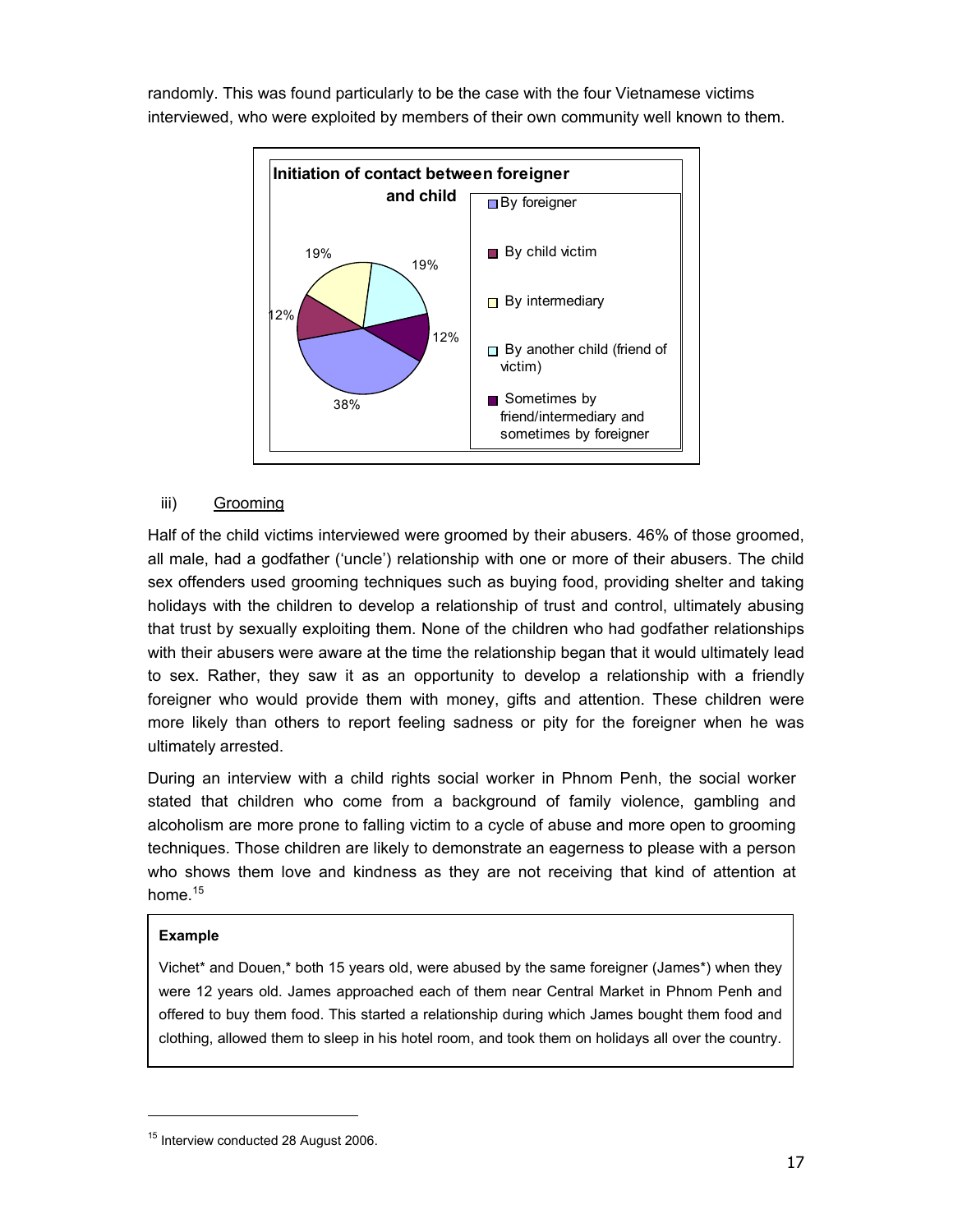randomly. This was found particularly to be the case with the four Vietnamese victims interviewed, who were exploited by members of their own community well known to them.

**Initiation of contact between foreigner and child**

- By foreigner – 38%
- By child victim – 12%
- By intermediary – 19%
- By another child (friend of victim) – 19%
- Sometimes by friend/intermediary and sometimes by foreigner – 12%

### iii) Grooming

Half of the child victims interviewed were groomed by their abusers. 46% of those groomed, all male, had a godfather ('uncle') relationship with one or more of their abusers. The child sex offenders used grooming techniques such as buying food, providing shelter and taking holidays with the children to develop a relationship of trust and control, ultimately abusing that trust by sexually exploiting them. None of the children who had godfather relationships with their abusers were aware at the time the relationship began that it would ultimately lead to sex. Rather, they saw it as an opportunity to develop a relationship with a friendly foreigner who would provide them with money, gifts and attention. These children were more likely than others to report feeling sadness or pity for the foreigner when he was ultimately arrested.

During an interview with a child rights social worker in Phnom Penh, the social worker stated that children who come from a background of family violence, gambling and alcoholism are more prone to falling victim to a cycle of abuse and more open to grooming techniques. Those children are likely to demonstrate an eagerness to please with a person who shows them love and kindness as they are not receiving that kind of attention at home.[15]

> **Example**
>
> Vichet* and Douen,* both 15 years old, were abused by the same foreigner (James*) when they were 12 years old. James approached each of them near Central Market in Phnom Penh and offered to buy them food. This started a relationship during which James bought them food and clothing, allowed them to sleep in his hotel room, and took them on holidays all over the country.

---

[15] Interview conducted 28 August 2006.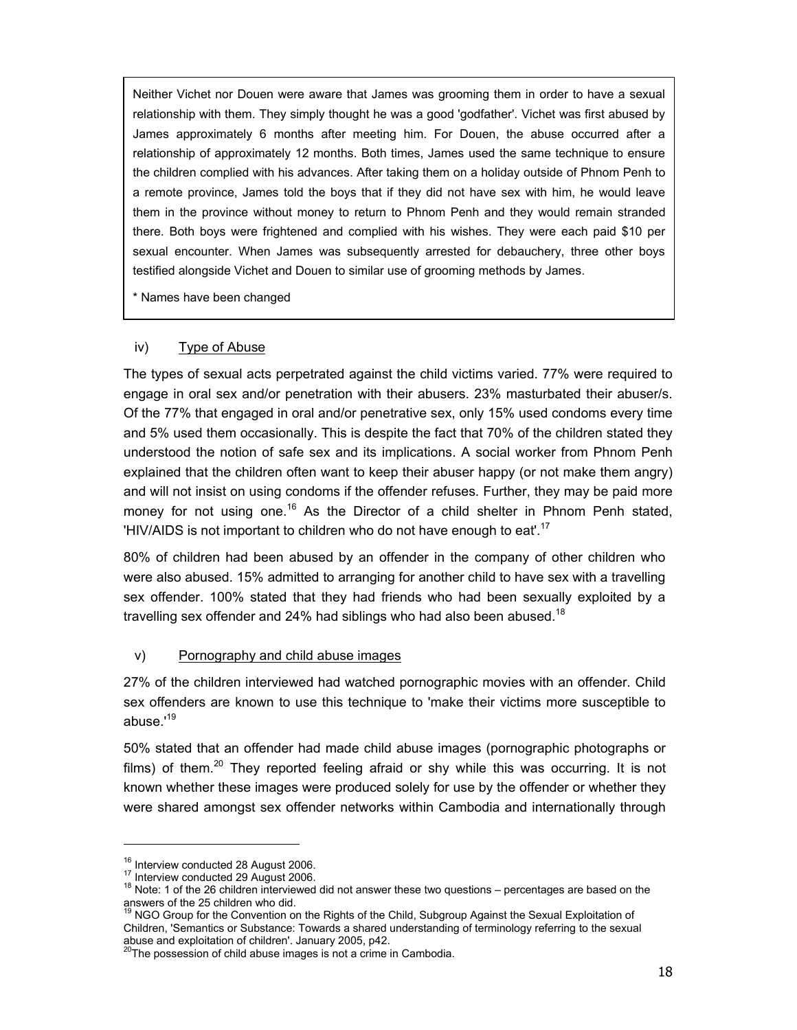Neither Vichet nor Douen were aware that James was grooming them in order to have a sexual relationship with them. They simply thought he was a good 'godfather'. Vichet was first abused by James approximately 6 months after meeting him. For Douen, the abuse occurred after a relationship of approximately 12 months. Both times, James used the same technique to ensure the children complied with his advances. After taking them on a holiday outside of Phnom Penh to a remote province, James told the boys that if they did not have sex with him, he would leave them in the province without money to return to Phnom Penh and they would remain stranded there. Both boys were frightened and complied with his wishes. They were each paid $10 per sexual encounter. When James was subsequently arrested for debauchery, three other boys testified alongside Vichet and Douen to similar use of grooming methods by James.

* Names have been changed

### iv) Type of Abuse

The types of sexual acts perpetrated against the child victims varied. 77% were required to engage in oral sex and/or penetration with their abusers. 23% masturbated their abuser/s. Of the 77% that engaged in oral and/or penetrative sex, only 15% used condoms every time and 5% used them occasionally. This is despite the fact that 70% of the children stated they understood the notion of safe sex and its implications. A social worker from Phnom Penh explained that the children often want to keep their abuser happy (or not make them angry) and will not insist on using condoms if the offender refuses. Further, they may be paid more money for not using one.[16] As the Director of a child shelter in Phnom Penh stated, 'HIV/AIDS is not important to children who do not have enough to eat'.[17]

80% of children had been abused by an offender in the company of other children who were also abused. 15% admitted to arranging for another child to have sex with a travelling sex offender. 100% stated that they had friends who had been sexually exploited by a travelling sex offender and 24% had siblings who had also been abused.[18]

### v) Pornography and child abuse images

27% of the children interviewed had watched pornographic movies with an offender. Child sex offenders are known to use this technique to 'make their victims more susceptible to abuse.'[19]

50% stated that an offender had made child abuse images (pornographic photographs or films) of them.[20] They reported feeling afraid or shy while this was occurring. It is not known whether these images were produced solely for use by the offender or whether they were shared amongst sex offender networks within Cambodia and internationally through

---

[16] Interview conducted 28 August 2006.

[17] Interview conducted 29 August 2006.

[18] Note: 1 of the 26 children interviewed did not answer these two questions – percentages are based on the answers of the 25 children who did.

[19] NGO Group for the Convention on the Rights of the Child, Subgroup Against the Sexual Exploitation of Children, 'Semantics or Substance: Towards a shared understanding of terminology referring to the sexual abuse and exploitation of children'. January 2005, p42.

[20] The possession of child abuse images is not a crime in Cambodia.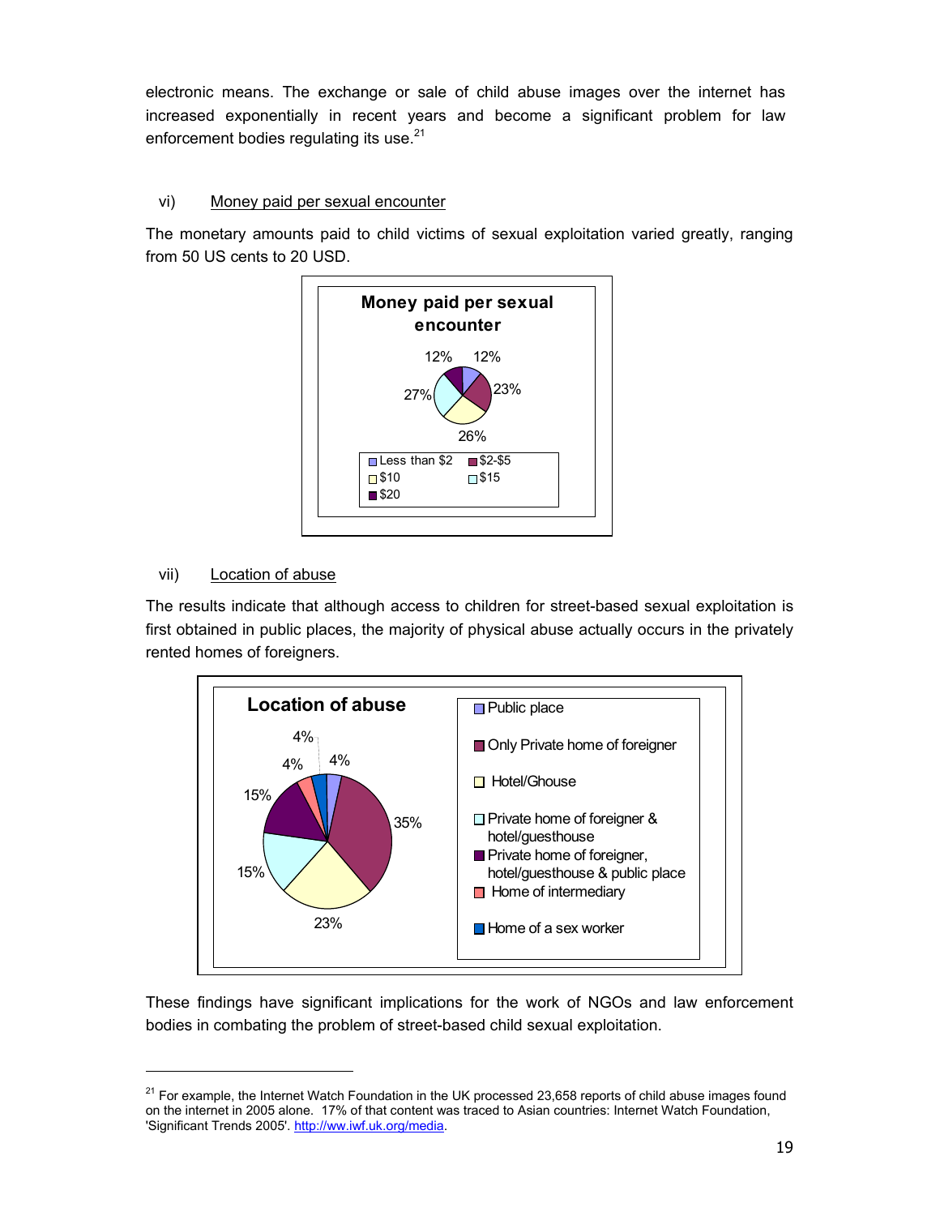electronic means. The exchange or sale of child abuse images over the internet has increased exponentially in recent years and become a significant problem for law enforcement bodies regulating its use.[21]

vi) Money paid per sexual encounter

The monetary amounts paid to child victims of sexual exploitation varied greatly, ranging from 50 US cents to 20 USD.

**Money paid per sexual encounter**

| Amount | Percentage |
|---|---|
| Less than $2 | 12% |
| $2-$5 | 23% |
| $10 | 26% |
| $15 | 27% |
| $20 | 12% |

vii) Location of abuse

The results indicate that although access to children for street-based sexual exploitation is first obtained in public places, the majority of physical abuse actually occurs in the privately rented homes of foreigners.

**Location of abuse**

| Location | Percentage |
|---|---|
| Public place | 4% |
| Only Private home of foreigner | 35% |
| Hotel/Ghouse | 23% |
| Private home of foreigner & hotel/guesthouse | 15% |
| Private home of foreigner, hotel/guesthouse & public place | 15% |
| Home of intermediary | 4% |
| Home of a sex worker | 4% |

These findings have significant implications for the work of NGOs and law enforcement bodies in combating the problem of street-based child sexual exploitation.

[21] For example, the Internet Watch Foundation in the UK processed 23,658 reports of child abuse images found on the internet in 2005 alone. 17% of that content was traced to Asian countries: Internet Watch Foundation, 'Significant Trends 2005'. http://ww.iwf.uk.org/media.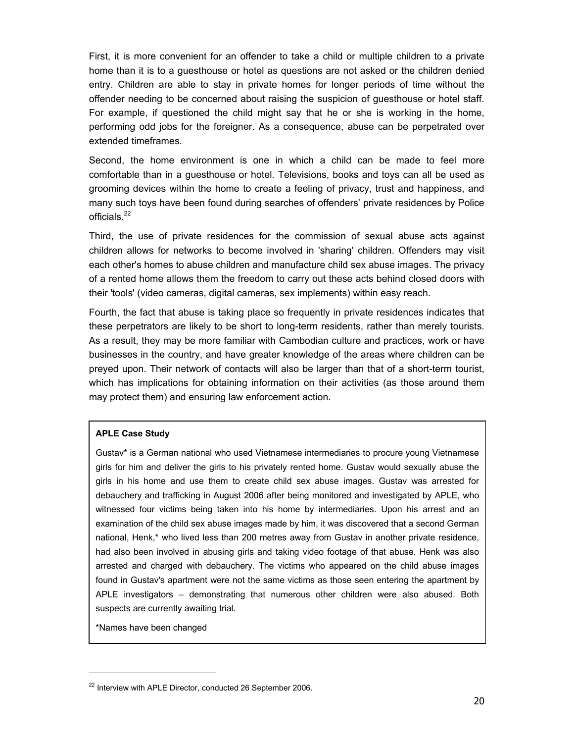First, it is more convenient for an offender to take a child or multiple children to a private home than it is to a guesthouse or hotel as questions are not asked or the children denied entry. Children are able to stay in private homes for longer periods of time without the offender needing to be concerned about raising the suspicion of guesthouse or hotel staff. For example, if questioned the child might say that he or she is working in the home, performing odd jobs for the foreigner. As a consequence, abuse can be perpetrated over extended timeframes.

Second, the home environment is one in which a child can be made to feel more comfortable than in a guesthouse or hotel. Televisions, books and toys can all be used as grooming devices within the home to create a feeling of privacy, trust and happiness, and many such toys have been found during searches of offenders' private residences by Police officials.[22]

Third, the use of private residences for the commission of sexual abuse acts against children allows for networks to become involved in 'sharing' children. Offenders may visit each other's homes to abuse children and manufacture child sex abuse images. The privacy of a rented home allows them the freedom to carry out these acts behind closed doors with their 'tools' (video cameras, digital cameras, sex implements) within easy reach.

Fourth, the fact that abuse is taking place so frequently in private residences indicates that these perpetrators are likely to be short to long-term residents, rather than merely tourists. As a result, they may be more familiar with Cambodian culture and practices, work or have businesses in the country, and have greater knowledge of the areas where children can be preyed upon. Their network of contacts will also be larger than that of a short-term tourist, which has implications for obtaining information on their activities (as those around them may protect them) and ensuring law enforcement action.

**APLE Case Study**

Gustav* is a German national who used Vietnamese intermediaries to procure young Vietnamese girls for him and deliver the girls to his privately rented home. Gustav would sexually abuse the girls in his home and use them to create child sex abuse images. Gustav was arrested for debauchery and trafficking in August 2006 after being monitored and investigated by APLE, who witnessed four victims being taken into his home by intermediaries. Upon his arrest and an examination of the child sex abuse images made by him, it was discovered that a second German national, Henk,* who lived less than 200 metres away from Gustav in another private residence, had also been involved in abusing girls and taking video footage of that abuse. Henk was also arrested and charged with debauchery. The victims who appeared on the child abuse images found in Gustav's apartment were not the same victims as those seen entering the apartment by APLE investigators – demonstrating that numerous other children were also abused. Both suspects are currently awaiting trial.

*Names have been changed

---

[22] Interview with APLE Director, conducted 26 September 2006.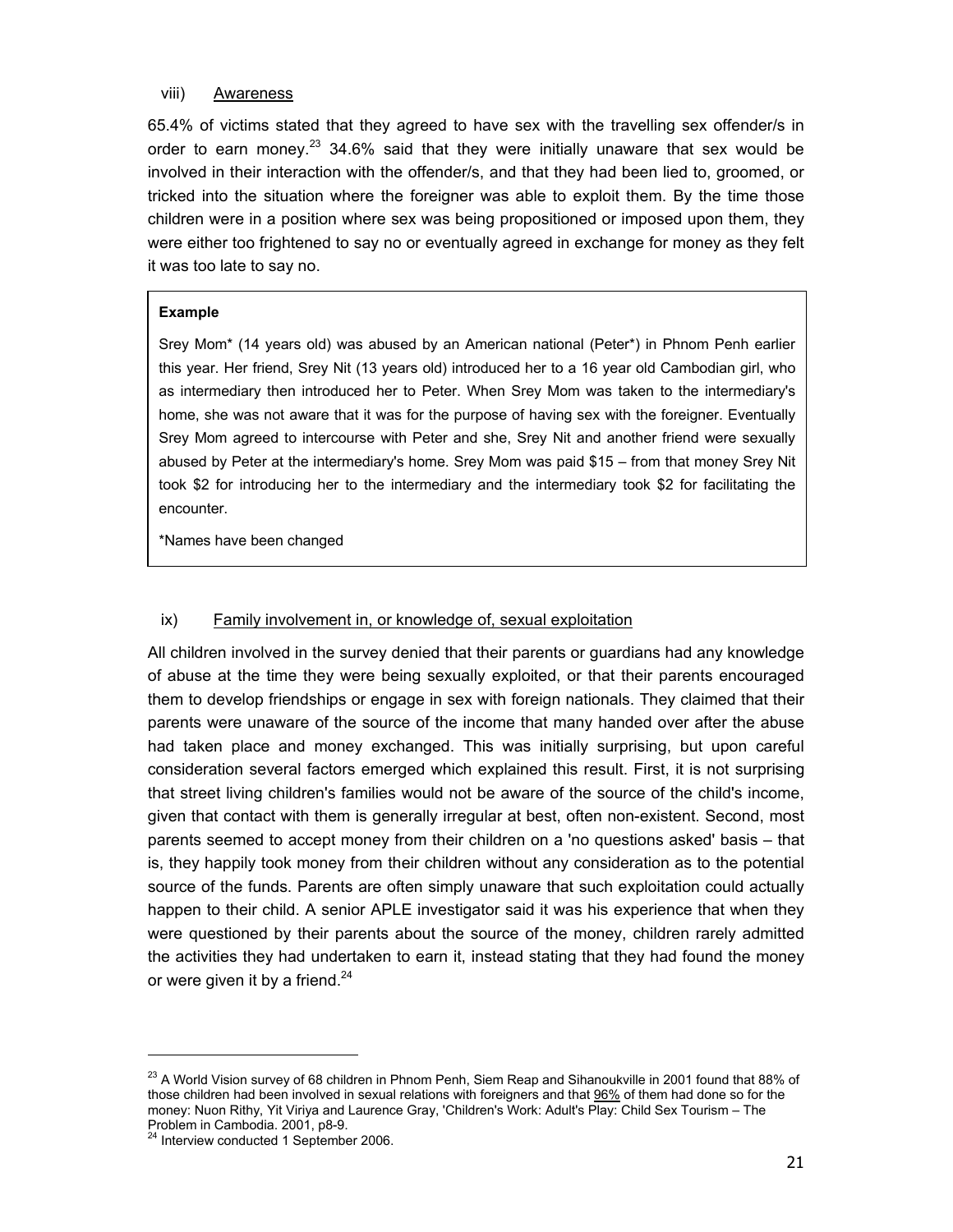viii) Awareness

65.4% of victims stated that they agreed to have sex with the travelling sex offender/s in order to earn money.[23] 34.6% said that they were initially unaware that sex would be involved in their interaction with the offender/s, and that they had been lied to, groomed, or tricked into the situation where the foreigner was able to exploit them. By the time those children were in a position where sex was being propositioned or imposed upon them, they were either too frightened to say no or eventually agreed in exchange for money as they felt it was too late to say no.

> **Example**
>
> Srey Mom* (14 years old) was abused by an American national (Peter*) in Phnom Penh earlier this year. Her friend, Srey Nit (13 years old) introduced her to a 16 year old Cambodian girl, who as intermediary then introduced her to Peter. When Srey Mom was taken to the intermediary's home, she was not aware that it was for the purpose of having sex with the foreigner. Eventually Srey Mom agreed to intercourse with Peter and she, Srey Nit and another friend were sexually abused by Peter at the intermediary's home. Srey Mom was paid $15 – from that money Srey Nit took $2 for introducing her to the intermediary and the intermediary took $2 for facilitating the encounter.
>
> *Names have been changed

ix) Family involvement in, or knowledge of, sexual exploitation

All children involved in the survey denied that their parents or guardians had any knowledge of abuse at the time they were being sexually exploited, or that their parents encouraged them to develop friendships or engage in sex with foreign nationals. They claimed that their parents were unaware of the source of the income that many handed over after the abuse had taken place and money exchanged. This was initially surprising, but upon careful consideration several factors emerged which explained this result. First, it is not surprising that street living children's families would not be aware of the source of the child's income, given that contact with them is generally irregular at best, often non-existent. Second, most parents seemed to accept money from their children on a 'no questions asked' basis – that is, they happily took money from their children without any consideration as to the potential source of the funds. Parents are often simply unaware that such exploitation could actually happen to their child. A senior APLE investigator said it was his experience that when they were questioned by their parents about the source of the money, children rarely admitted the activities they had undertaken to earn it, instead stating that they had found the money or were given it by a friend.[24]

---

[23] A World Vision survey of 68 children in Phnom Penh, Siem Reap and Sihanoukville in 2001 found that 88% of those children had been involved in sexual relations with foreigners and that 96% of them had done so for the money: Nuon Rithy, Yit Viriya and Laurence Gray, 'Children's Work: Adult's Play: Child Sex Tourism – The Problem in Cambodia. 2001, p8-9.

[24] Interview conducted 1 September 2006.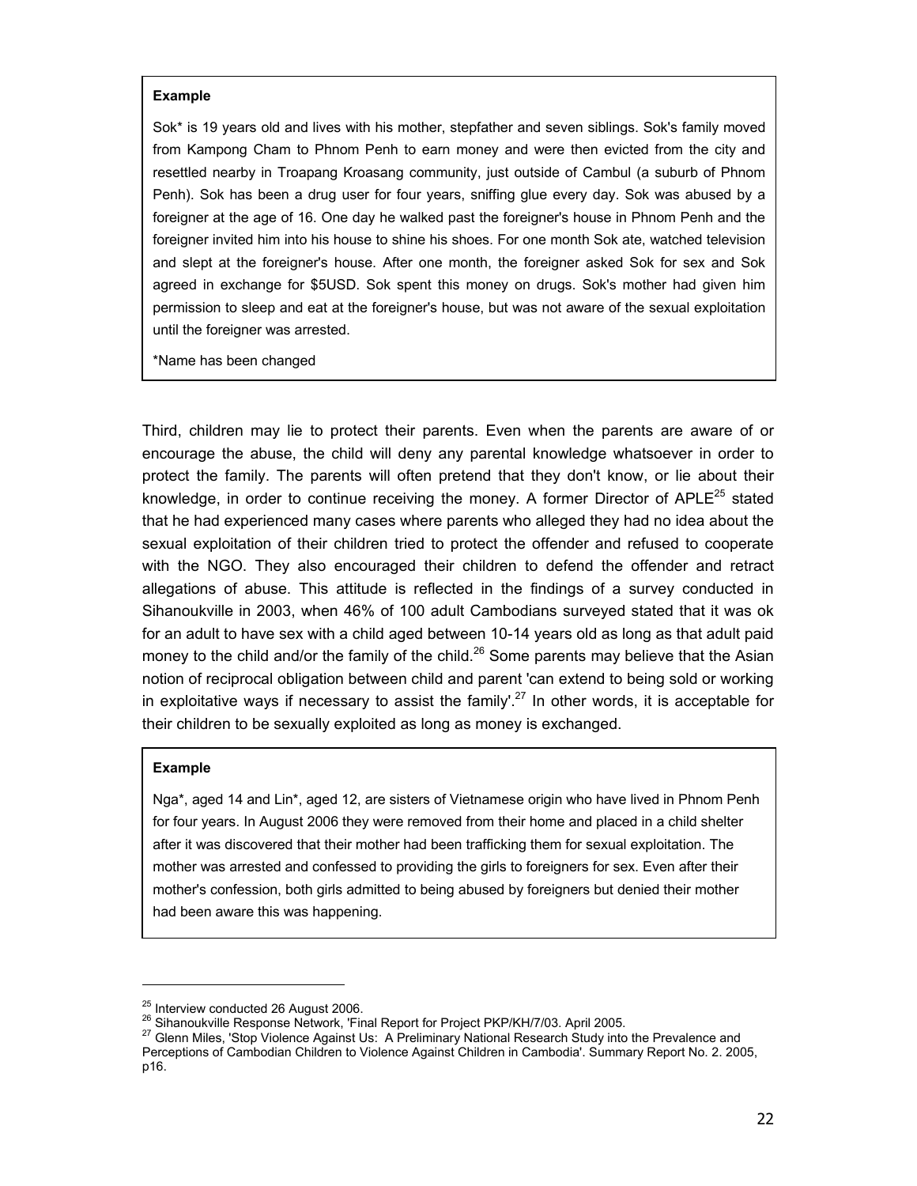**Example**

Sok* is 19 years old and lives with his mother, stepfather and seven siblings. Sok's family moved from Kampong Cham to Phnom Penh to earn money and were then evicted from the city and resettled nearby in Troapang Kroasang community, just outside of Cambul (a suburb of Phnom Penh). Sok has been a drug user for four years, sniffing glue every day. Sok was abused by a foreigner at the age of 16. One day he walked past the foreigner's house in Phnom Penh and the foreigner invited him into his house to shine his shoes. For one month Sok ate, watched television and slept at the foreigner's house. After one month, the foreigner asked Sok for sex and Sok agreed in exchange for $5USD. Sok spent this money on drugs. Sok's mother had given him permission to sleep and eat at the foreigner's house, but was not aware of the sexual exploitation until the foreigner was arrested.

*Name has been changed

Third, children may lie to protect their parents. Even when the parents are aware of or encourage the abuse, the child will deny any parental knowledge whatsoever in order to protect the family. The parents will often pretend that they don't know, or lie about their knowledge, in order to continue receiving the money. A former Director of APLE[25] stated that he had experienced many cases where parents who alleged they had no idea about the sexual exploitation of their children tried to protect the offender and refused to cooperate with the NGO. They also encouraged their children to defend the offender and retract allegations of abuse. This attitude is reflected in the findings of a survey conducted in Sihanoukville in 2003, when 46% of 100 adult Cambodians surveyed stated that it was ok for an adult to have sex with a child aged between 10-14 years old as long as that adult paid money to the child and/or the family of the child.[26] Some parents may believe that the Asian notion of reciprocal obligation between child and parent 'can extend to being sold or working in exploitative ways if necessary to assist the family'.[27] In other words, it is acceptable for their children to be sexually exploited as long as money is exchanged.

**Example**

Nga*, aged 14 and Lin*, aged 12, are sisters of Vietnamese origin who have lived in Phnom Penh for four years. In August 2006 they were removed from their home and placed in a child shelter after it was discovered that their mother had been trafficking them for sexual exploitation. The mother was arrested and confessed to providing the girls to foreigners for sex. Even after their mother's confession, both girls admitted to being abused by foreigners but denied their mother had been aware this was happening.

---

[25] Interview conducted 26 August 2006.

[26] Sihanoukville Response Network, 'Final Report for Project PKP/KH/7/03. April 2005.

[27] Glenn Miles, 'Stop Violence Against Us: A Preliminary National Research Study into the Prevalence and Perceptions of Cambodian Children to Violence Against Children in Cambodia'. Summary Report No. 2. 2005, p16.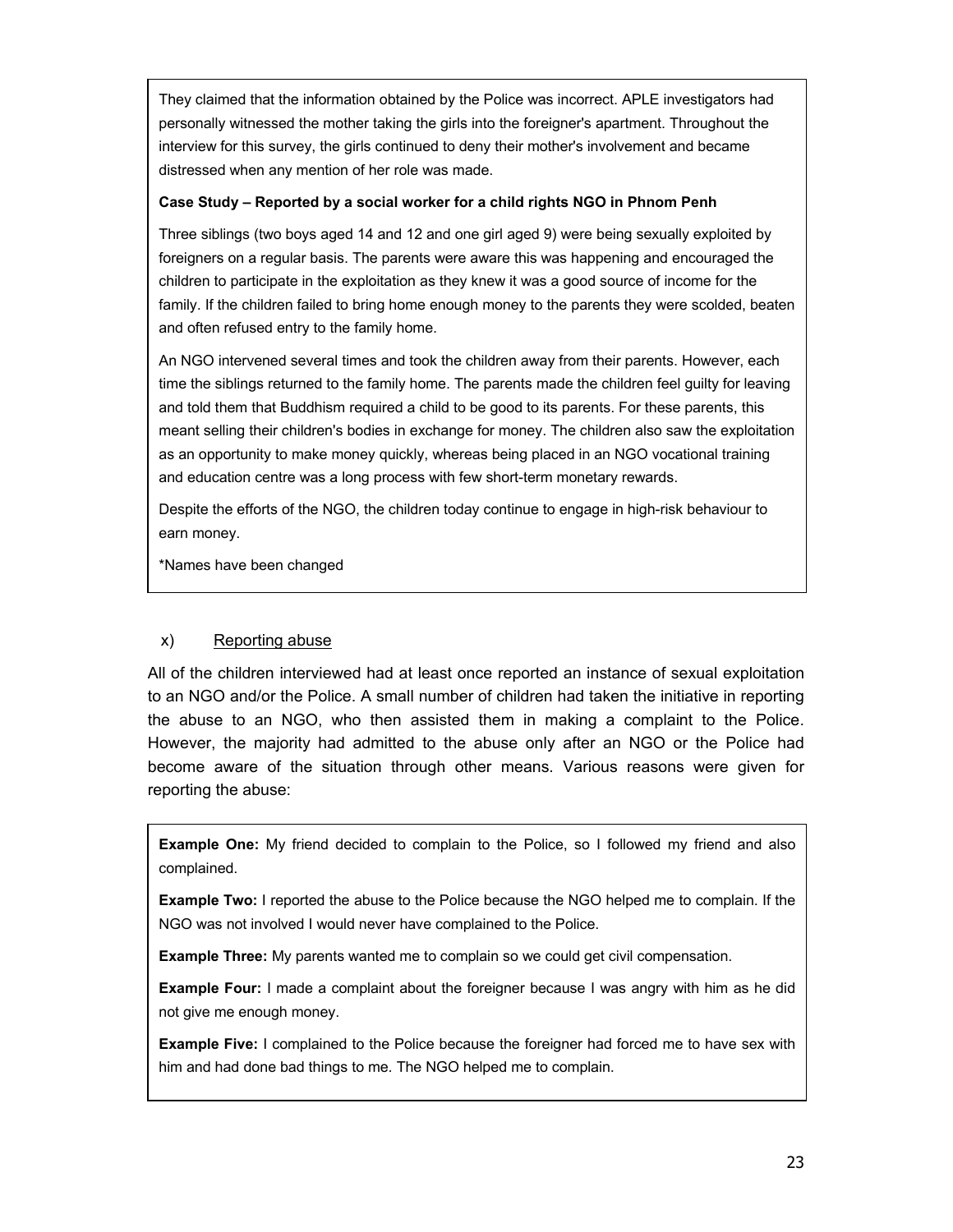They claimed that the information obtained by the Police was incorrect. APLE investigators had personally witnessed the mother taking the girls into the foreigner's apartment. Throughout the interview for this survey, the girls continued to deny their mother's involvement and became distressed when any mention of her role was made.

**Case Study – Reported by a social worker for a child rights NGO in Phnom Penh**

Three siblings (two boys aged 14 and 12 and one girl aged 9) were being sexually exploited by foreigners on a regular basis. The parents were aware this was happening and encouraged the children to participate in the exploitation as they knew it was a good source of income for the family. If the children failed to bring home enough money to the parents they were scolded, beaten and often refused entry to the family home.

An NGO intervened several times and took the children away from their parents. However, each time the siblings returned to the family home. The parents made the children feel guilty for leaving and told them that Buddhism required a child to be good to its parents. For these parents, this meant selling their children's bodies in exchange for money. The children also saw the exploitation as an opportunity to make money quickly, whereas being placed in an NGO vocational training and education centre was a long process with few short-term monetary rewards.

Despite the efforts of the NGO, the children today continue to engage in high-risk behaviour to earn money.

*Names have been changed

### x) Reporting abuse

All of the children interviewed had at least once reported an instance of sexual exploitation to an NGO and/or the Police. A small number of children had taken the initiative in reporting the abuse to an NGO, who then assisted them in making a complaint to the Police. However, the majority had admitted to the abuse only after an NGO or the Police had become aware of the situation through other means. Various reasons were given for reporting the abuse:

**Example One:** My friend decided to complain to the Police, so I followed my friend and also complained.

**Example Two:** I reported the abuse to the Police because the NGO helped me to complain. If the NGO was not involved I would never have complained to the Police.

**Example Three:** My parents wanted me to complain so we could get civil compensation.

**Example Four:** I made a complaint about the foreigner because I was angry with him as he did not give me enough money.

**Example Five:** I complained to the Police because the foreigner had forced me to have sex with him and had done bad things to me. The NGO helped me to complain.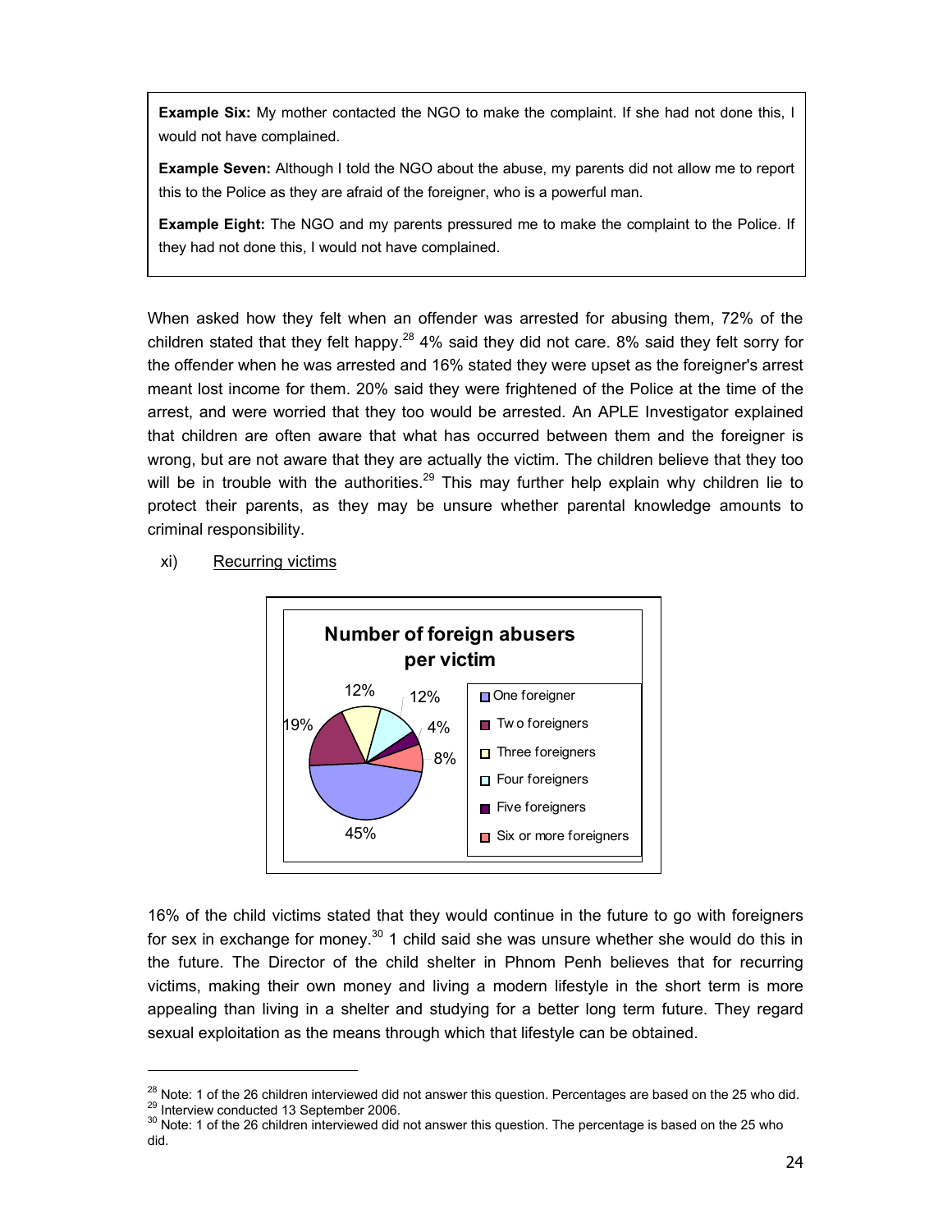**Example Six:** My mother contacted the NGO to make the complaint. If she had not done this, I would not have complained.

**Example Seven:** Although I told the NGO about the abuse, my parents did not allow me to report this to the Police as they are afraid of the foreigner, who is a powerful man.

**Example Eight:** The NGO and my parents pressured me to make the complaint to the Police. If they had not done this, I would not have complained.

When asked how they felt when an offender was arrested for abusing them, 72% of the children stated that they felt happy.[28] 4% said they did not care. 8% said they felt sorry for the offender when he was arrested and 16% stated they were upset as the foreigner's arrest meant lost income for them. 20% said they were frightened of the Police at the time of the arrest, and were worried that they too would be arrested. An APLE Investigator explained that children are often aware that what has occurred between them and the foreigner is wrong, but are not aware that they are actually the victim. The children believe that they too will be in trouble with the authorities.[29] This may further help explain why children lie to protect their parents, as they may be unsure whether parental knowledge amounts to criminal responsibility.

xi) Recurring victims

**Number of foreign abusers per victim**

| Number of foreign abusers | Percentage |
|---|---|
| One foreigner | 45% |
| Two foreigners | 19% |
| Three foreigners | 12% |
| Four foreigners | 12% |
| Five foreigners | 4% |
| Six or more foreigners | 8% |

16% of the child victims stated that they would continue in the future to go with foreigners for sex in exchange for money.[30] 1 child said she was unsure whether she would do this in the future. The Director of the child shelter in Phnom Penh believes that for recurring victims, making their own money and living a modern lifestyle in the short term is more appealing than living in a shelter and studying for a better long term future. They regard sexual exploitation as the means through which that lifestyle can be obtained.

---

[28] Note: 1 of the 26 children interviewed did not answer this question. Percentages are based on the 25 who did.

[29] Interview conducted 13 September 2006.

[30] Note: 1 of the 26 children interviewed did not answer this question. The percentage is based on the 25 who did.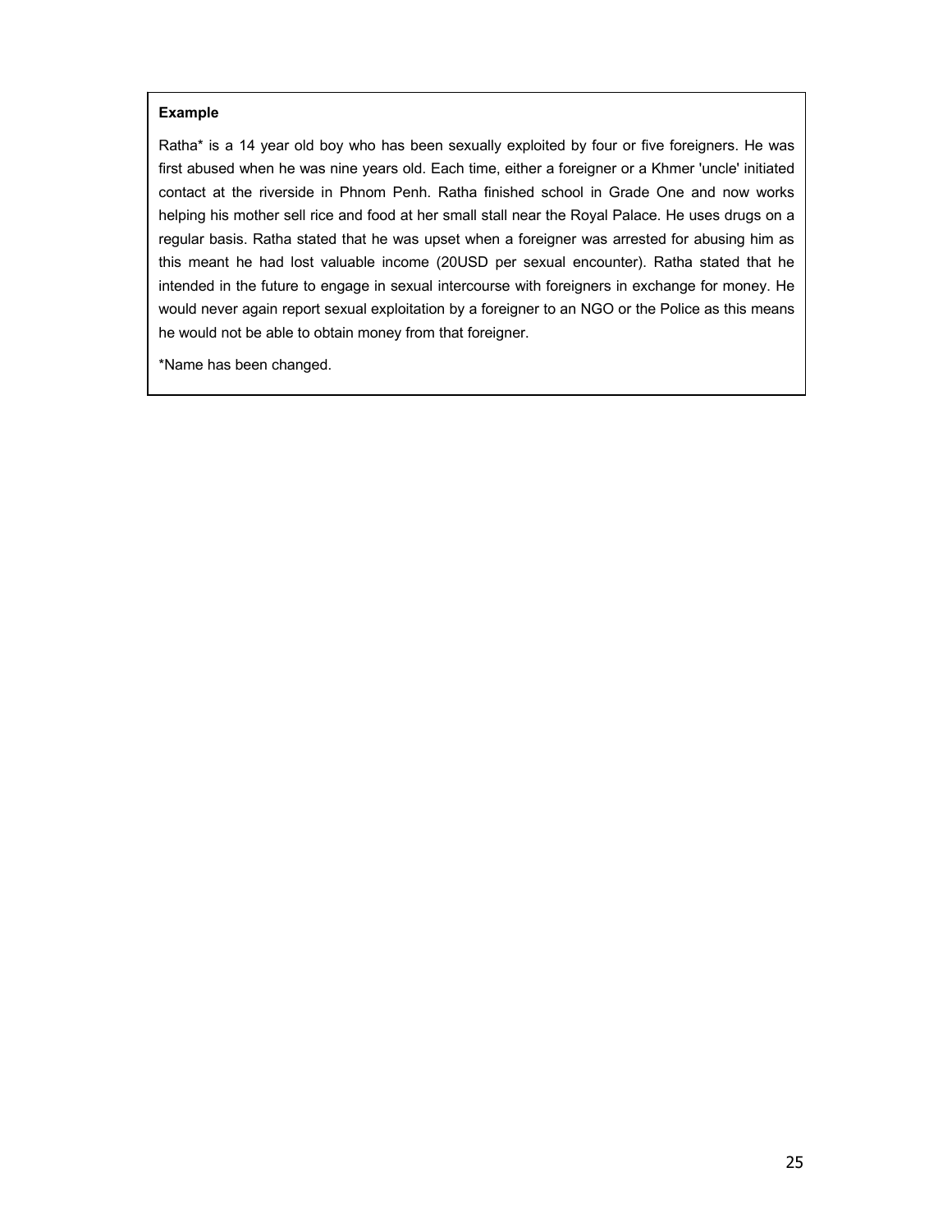**Example**

Ratha* is a 14 year old boy who has been sexually exploited by four or five foreigners. He was first abused when he was nine years old. Each time, either a foreigner or a Khmer 'uncle' initiated contact at the riverside in Phnom Penh. Ratha finished school in Grade One and now works helping his mother sell rice and food at her small stall near the Royal Palace. He uses drugs on a regular basis. Ratha stated that he was upset when a foreigner was arrested for abusing him as this meant he had lost valuable income (20USD per sexual encounter). Ratha stated that he intended in the future to engage in sexual intercourse with foreigners in exchange for money. He would never again report sexual exploitation by a foreigner to an NGO or the Police as this means he would not be able to obtain money from that foreigner.

*Name has been changed.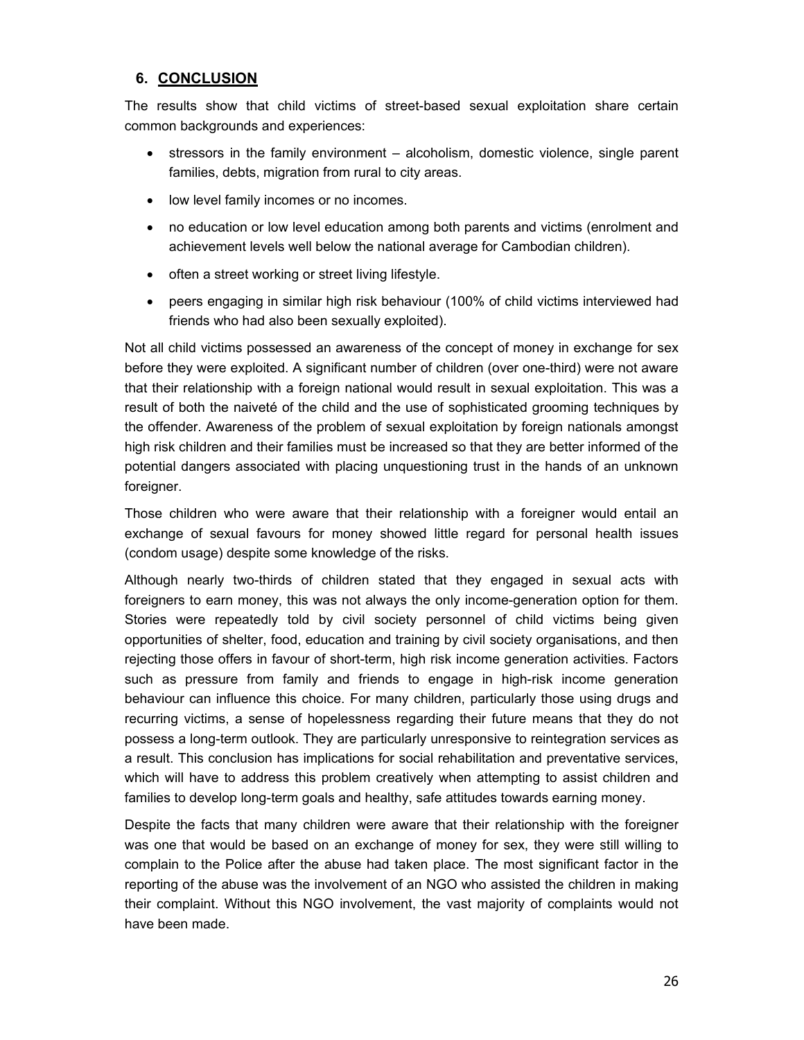## 6. CONCLUSION

The results show that child victims of street-based sexual exploitation share certain common backgrounds and experiences:

- stressors in the family environment – alcoholism, domestic violence, single parent families, debts, migration from rural to city areas.
- low level family incomes or no incomes.
- no education or low level education among both parents and victims (enrolment and achievement levels well below the national average for Cambodian children).
- often a street working or street living lifestyle.
- peers engaging in similar high risk behaviour (100% of child victims interviewed had friends who had also been sexually exploited).

Not all child victims possessed an awareness of the concept of money in exchange for sex before they were exploited. A significant number of children (over one-third) were not aware that their relationship with a foreign national would result in sexual exploitation. This was a result of both the naiveté of the child and the use of sophisticated grooming techniques by the offender. Awareness of the problem of sexual exploitation by foreign nationals amongst high risk children and their families must be increased so that they are better informed of the potential dangers associated with placing unquestioning trust in the hands of an unknown foreigner.

Those children who were aware that their relationship with a foreigner would entail an exchange of sexual favours for money showed little regard for personal health issues (condom usage) despite some knowledge of the risks.

Although nearly two-thirds of children stated that they engaged in sexual acts with foreigners to earn money, this was not always the only income-generation option for them. Stories were repeatedly told by civil society personnel of child victims being given opportunities of shelter, food, education and training by civil society organisations, and then rejecting those offers in favour of short-term, high risk income generation activities. Factors such as pressure from family and friends to engage in high-risk income generation behaviour can influence this choice. For many children, particularly those using drugs and recurring victims, a sense of hopelessness regarding their future means that they do not possess a long-term outlook. They are particularly unresponsive to reintegration services as a result. This conclusion has implications for social rehabilitation and preventative services, which will have to address this problem creatively when attempting to assist children and families to develop long-term goals and healthy, safe attitudes towards earning money.

Despite the facts that many children were aware that their relationship with the foreigner was one that would be based on an exchange of money for sex, they were still willing to complain to the Police after the abuse had taken place. The most significant factor in the reporting of the abuse was the involvement of an NGO who assisted the children in making their complaint. Without this NGO involvement, the vast majority of complaints would not have been made.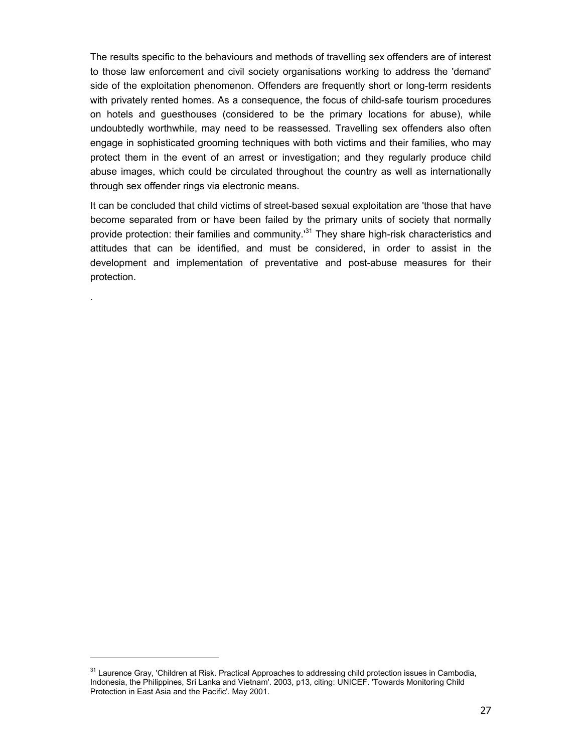The results specific to the behaviours and methods of travelling sex offenders are of interest to those law enforcement and civil society organisations working to address the 'demand' side of the exploitation phenomenon. Offenders are frequently short or long-term residents with privately rented homes. As a consequence, the focus of child-safe tourism procedures on hotels and guesthouses (considered to be the primary locations for abuse), while undoubtedly worthwhile, may need to be reassessed. Travelling sex offenders also often engage in sophisticated grooming techniques with both victims and their families, who may protect them in the event of an arrest or investigation; and they regularly produce child abuse images, which could be circulated throughout the country as well as internationally through sex offender rings via electronic means.

It can be concluded that child victims of street-based sexual exploitation are 'those that have become separated from or have been failed by the primary units of society that normally provide protection: their families and community.'[31] They share high-risk characteristics and attitudes that can be identified, and must be considered, in order to assist in the development and implementation of preventative and post-abuse measures for their protection.

.

[31] Laurence Gray, 'Children at Risk. Practical Approaches to addressing child protection issues in Cambodia, Indonesia, the Philippines, Sri Lanka and Vietnam'. 2003, p13, citing: UNICEF. 'Towards Monitoring Child Protection in East Asia and the Pacific'. May 2001.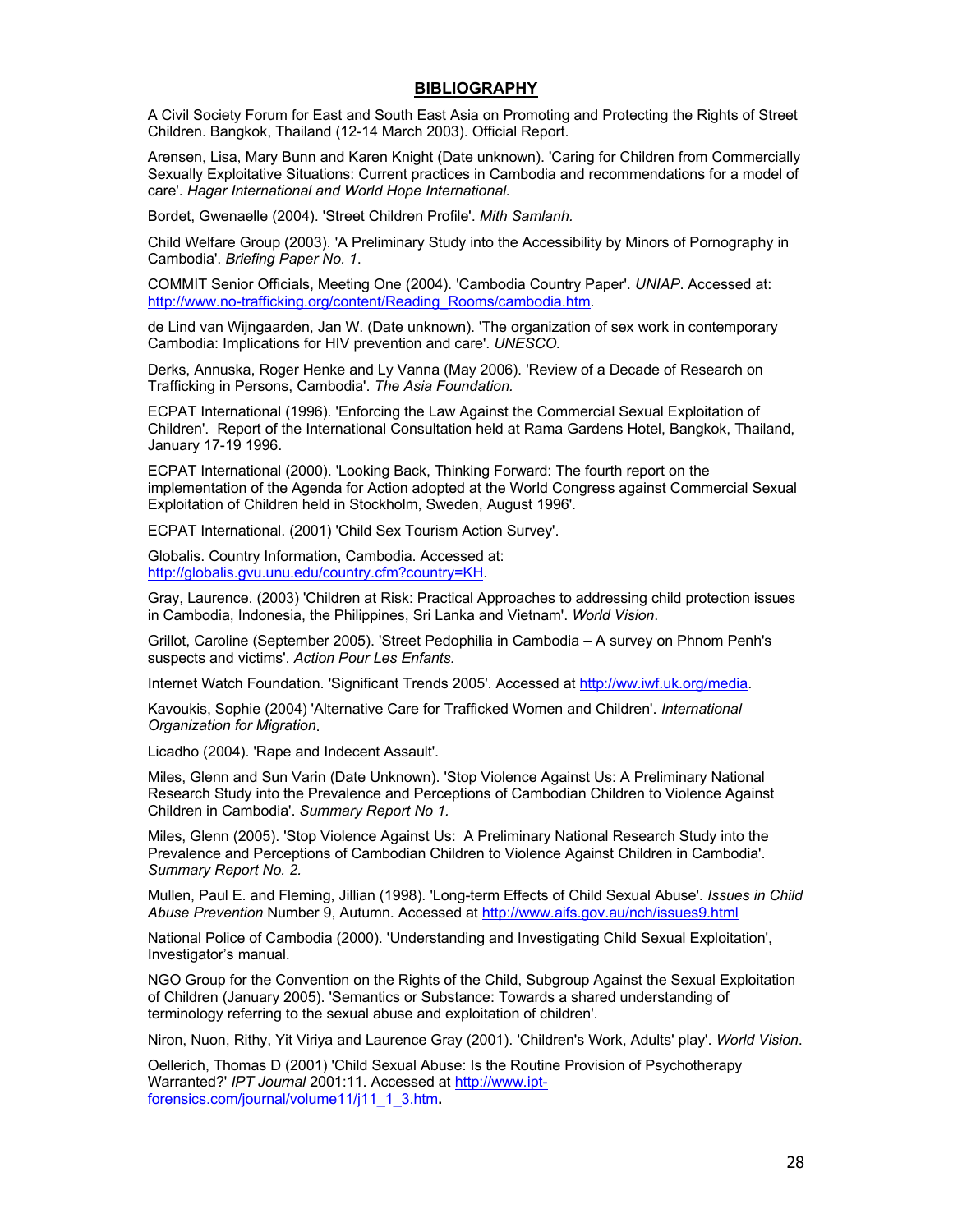## BIBLIOGRAPHY

A Civil Society Forum for East and South East Asia on Promoting and Protecting the Rights of Street Children. Bangkok, Thailand (12-14 March 2003). Official Report.

Arensen, Lisa, Mary Bunn and Karen Knight (Date unknown). 'Caring for Children from Commercially Sexually Exploitative Situations: Current practices in Cambodia and recommendations for a model of care'. *Hagar International and World Hope International.*

Bordet, Gwenaelle (2004). 'Street Children Profile'. *Mith Samlanh.*

Child Welfare Group (2003). 'A Preliminary Study into the Accessibility by Minors of Pornography in Cambodia'. *Briefing Paper No. 1*.

COMMIT Senior Officials, Meeting One (2004). 'Cambodia Country Paper'. *UNIAP*. Accessed at: http://www.no-trafficking.org/content/Reading_Rooms/cambodia.htm.

de Lind van Wijngaarden, Jan W. (Date unknown). 'The organization of sex work in contemporary Cambodia: Implications for HIV prevention and care'. *UNESCO.*

Derks, Annuska, Roger Henke and Ly Vanna (May 2006). 'Review of a Decade of Research on Trafficking in Persons, Cambodia'. *The Asia Foundation.*

ECPAT International (1996). 'Enforcing the Law Against the Commercial Sexual Exploitation of Children'. Report of the International Consultation held at Rama Gardens Hotel, Bangkok, Thailand, January 17-19 1996.

ECPAT International (2000). 'Looking Back, Thinking Forward: The fourth report on the implementation of the Agenda for Action adopted at the World Congress against Commercial Sexual Exploitation of Children held in Stockholm, Sweden, August 1996'.

ECPAT International. (2001) 'Child Sex Tourism Action Survey'.

Globalis. Country Information, Cambodia. Accessed at: http://globalis.gvu.unu.edu/country.cfm?country=KH.

Gray, Laurence. (2003) 'Children at Risk: Practical Approaches to addressing child protection issues in Cambodia, Indonesia, the Philippines, Sri Lanka and Vietnam'. *World Vision*.

Grillot, Caroline (September 2005). 'Street Pedophilia in Cambodia – A survey on Phnom Penh's suspects and victims'. *Action Pour Les Enfants.*

Internet Watch Foundation. 'Significant Trends 2005'. Accessed at http://ww.iwf.uk.org/media.

Kavoukis, Sophie (2004) 'Alternative Care for Trafficked Women and Children'. *International Organization for Migration*.

Licadho (2004). 'Rape and Indecent Assault'.

Miles, Glenn and Sun Varin (Date Unknown). 'Stop Violence Against Us: A Preliminary National Research Study into the Prevalence and Perceptions of Cambodian Children to Violence Against Children in Cambodia'. *Summary Report No 1.*

Miles, Glenn (2005). 'Stop Violence Against Us: A Preliminary National Research Study into the Prevalence and Perceptions of Cambodian Children to Violence Against Children in Cambodia'. *Summary Report No. 2.*

Mullen, Paul E. and Fleming, Jillian (1998). 'Long-term Effects of Child Sexual Abuse'. *Issues in Child Abuse Prevention* Number 9, Autumn. Accessed at http://www.aifs.gov.au/nch/issues9.html

National Police of Cambodia (2000). 'Understanding and Investigating Child Sexual Exploitation', Investigator's manual.

NGO Group for the Convention on the Rights of the Child, Subgroup Against the Sexual Exploitation of Children (January 2005). 'Semantics or Substance: Towards a shared understanding of terminology referring to the sexual abuse and exploitation of children'.

Niron, Nuon, Rithy, Yit Viriya and Laurence Gray (2001). 'Children's Work, Adults' play'. *World Vision*.

Oellerich, Thomas D (2001) 'Child Sexual Abuse: Is the Routine Provision of Psychotherapy Warranted?' *IPT Journal* 2001:11. Accessed at http://www.ipt-forensics.com/journal/volume11/j11_1_3.htm.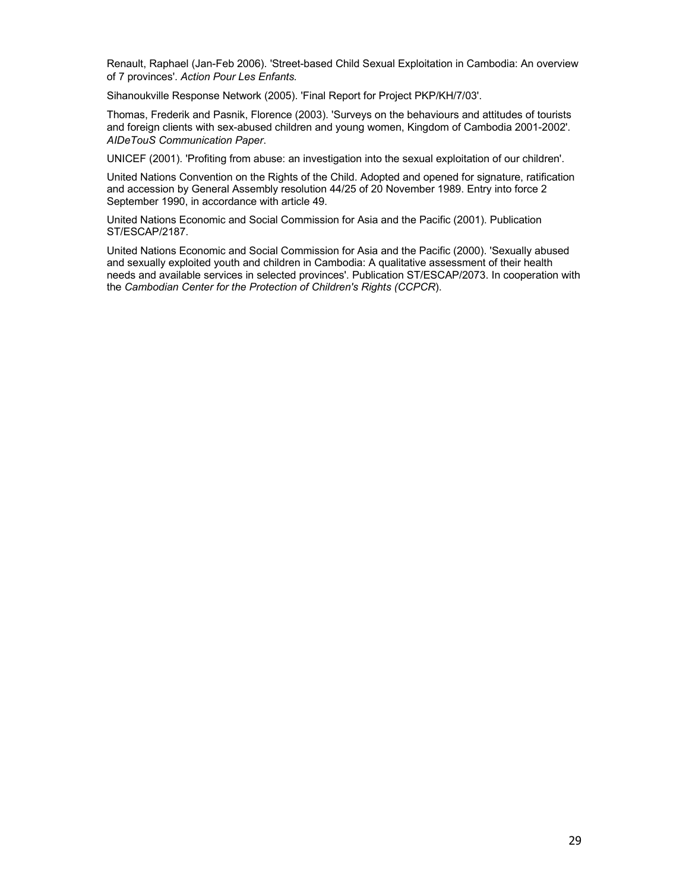Renault, Raphael (Jan-Feb 2006). 'Street-based Child Sexual Exploitation in Cambodia: An overview of 7 provinces'. *Action Pour Les Enfants.*

Sihanoukville Response Network (2005). 'Final Report for Project PKP/KH/7/03'.

Thomas, Frederik and Pasnik, Florence (2003). 'Surveys on the behaviours and attitudes of tourists and foreign clients with sex-abused children and young women, Kingdom of Cambodia 2001-2002'. *AIDeTouS Communication Paper*.

UNICEF (2001). 'Profiting from abuse: an investigation into the sexual exploitation of our children'.

United Nations Convention on the Rights of the Child. Adopted and opened for signature, ratification and accession by General Assembly resolution 44/25 of 20 November 1989. Entry into force 2 September 1990, in accordance with article 49.

United Nations Economic and Social Commission for Asia and the Pacific (2001). Publication ST/ESCAP/2187.

United Nations Economic and Social Commission for Asia and the Pacific (2000). 'Sexually abused and sexually exploited youth and children in Cambodia: A qualitative assessment of their health needs and available services in selected provinces'. Publication ST/ESCAP/2073. In cooperation with the *Cambodian Center for the Protection of Children's Rights (CCPCR*).